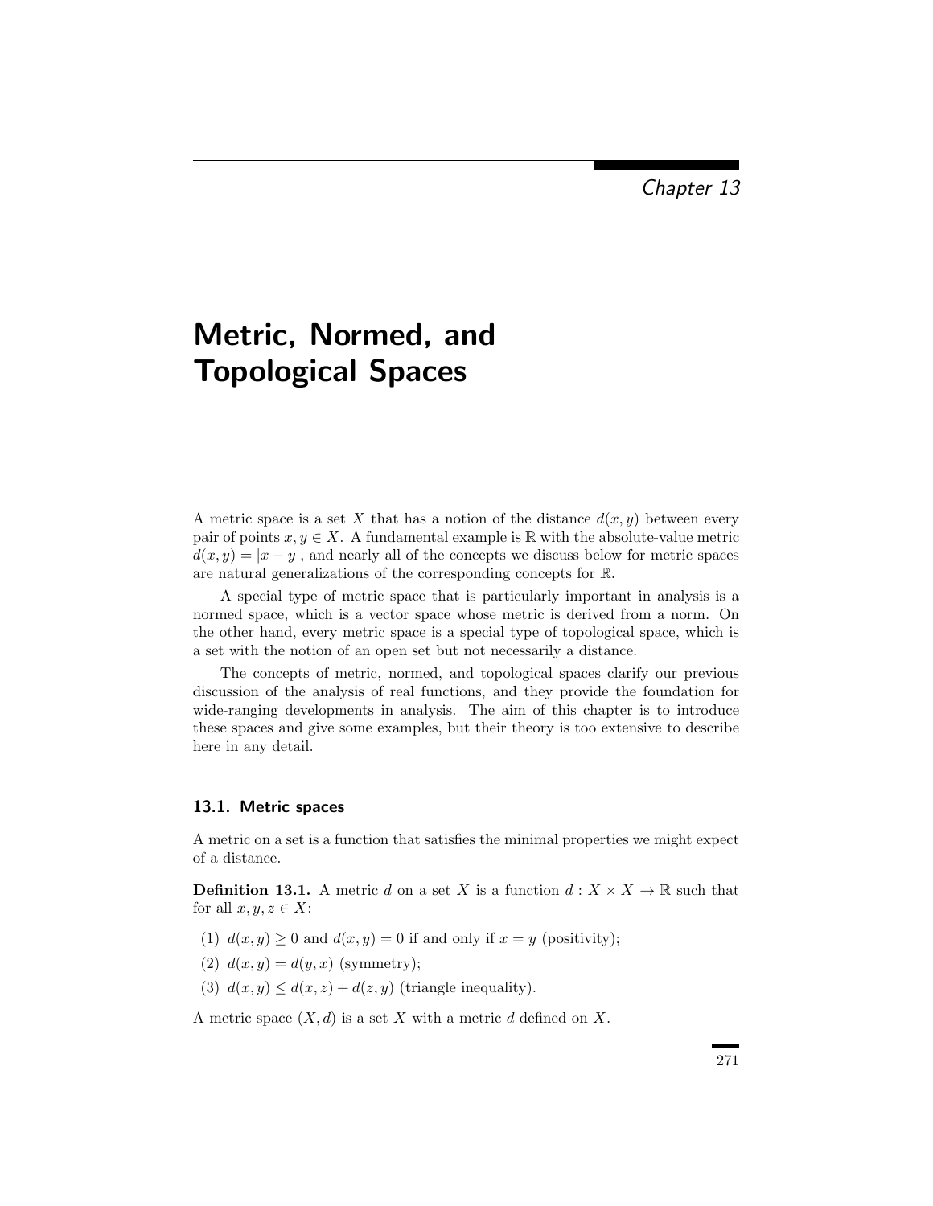Chapter 13

# Metric, Normed, and Topological Spaces

A metric space is a set $X$ that has a notion of the distance $d(x, y)$ between every pair of points $x, y \in X$. A fundamental example is $\mathbb{R}$ with the absolute-value metric $d(x, y) = |x - y|$, and nearly all of the concepts we discuss below for metric spaces are natural generalizations of the corresponding concepts for $\mathbb{R}$.

A special type of metric space that is particularly important in analysis is a normed space, which is a vector space whose metric is derived from a norm. On the other hand, every metric space is a special type of topological space, which is a set with the notion of an open set but not necessarily a distance.

The concepts of metric, normed, and topological spaces clarify our previous discussion of the analysis of real functions, and they provide the foundation for wide-ranging developments in analysis. The aim of this chapter is to introduce these spaces and give some examples, but their theory is too extensive to describe here in any detail.

## 13.1. Metric spaces

A metric on a set is a function that satisfies the minimal properties we might expect of a distance.

**Definition 13.1.** A metric $d$ on a set $X$ is a function $d : X \times X \to \mathbb{R}$ such that for all $x, y, z \in X$:

(1) $d(x, y) \geq 0$ and $d(x, y) = 0$ if and only if $x = y$ (positivity);

(2) $d(x, y) = d(y, x)$ (symmetry);

(3) $d(x, y) \leq d(x, z) + d(z, y)$ (triangle inequality).

A metric space $(X, d)$ is a set $X$ with a metric $d$ defined on $X$.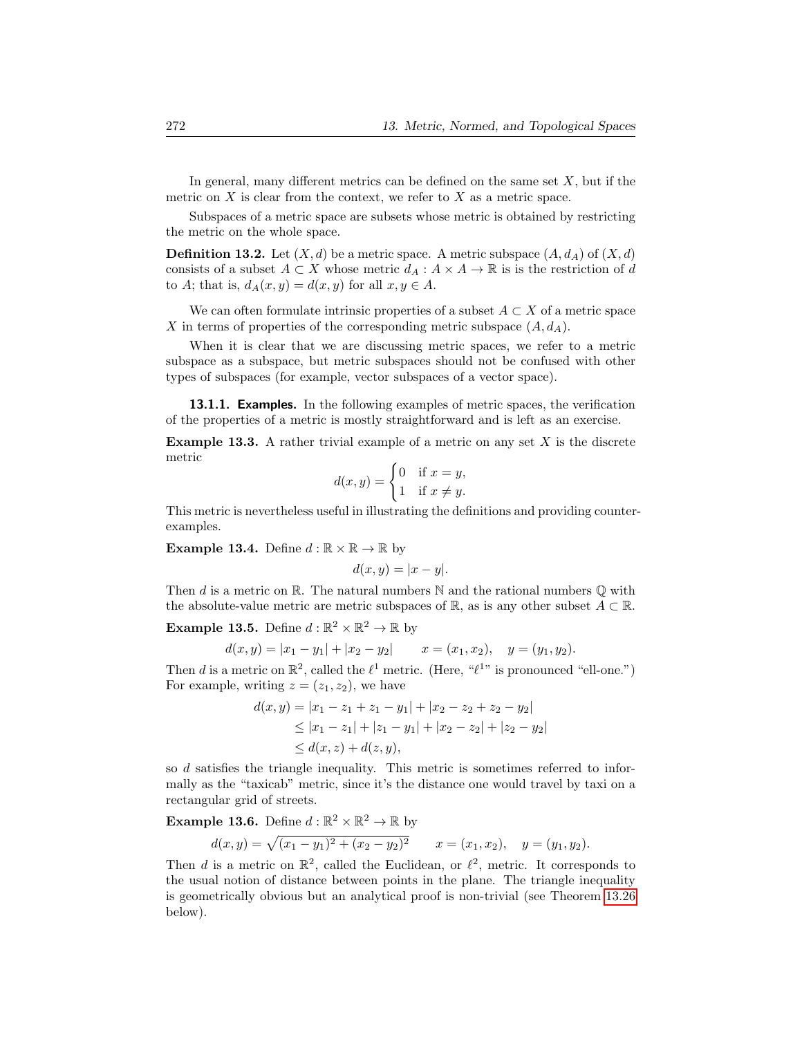In general, many different metrics can be defined on the same set $X$, but if the metric on $X$ is clear from the context, we refer to $X$ as a metric space.

Subspaces of a metric space are subsets whose metric is obtained by restricting the metric on the whole space.

**Definition 13.2.** Let $(X, d)$ be a metric space. A metric subspace $(A, d_A)$ of $(X, d)$ consists of a subset $A \subset X$ whose metric $d_A : A \times A \to \mathbb{R}$ is is the restriction of $d$ to $A$; that is, $d_A(x, y) = d(x, y)$ for all $x, y \in A$.

We can often formulate intrinsic properties of a subset $A \subset X$ of a metric space $X$ in terms of properties of the corresponding metric subspace $(A, d_A)$.

When it is clear that we are discussing metric spaces, we refer to a metric subspace as a subspace, but metric subspaces should not be confused with other types of subspaces (for example, vector subspaces of a vector space).

**13.1.1. Examples.** In the following examples of metric spaces, the verification of the properties of a metric is mostly straightforward and is left as an exercise.

**Example 13.3.** A rather trivial example of a metric on any set $X$ is the discrete metric

$$d(x, y) = \begin{cases} 0 & \text{if } x = y, \\ 1 & \text{if } x \neq y. \end{cases}$$

This metric is nevertheless useful in illustrating the definitions and providing counter-examples.

**Example 13.4.** Define $d : \mathbb{R} \times \mathbb{R} \to \mathbb{R}$ by

$$d(x, y) = |x - y|.$$

Then $d$ is a metric on $\mathbb{R}$. The natural numbers $\mathbb{N}$ and the rational numbers $\mathbb{Q}$ with the absolute-value metric are metric subspaces of $\mathbb{R}$, as is any other subset $A \subset \mathbb{R}$.

**Example 13.5.** Define $d : \mathbb{R}^2 \times \mathbb{R}^2 \to \mathbb{R}$ by

$$d(x, y) = |x_1 - y_1| + |x_2 - y_2| \qquad x = (x_1, x_2), \quad y = (y_1, y_2).$$

Then $d$ is a metric on $\mathbb{R}^2$, called the $\ell^1$ metric. (Here, "$\ell^1$" is pronounced "ell-one.") For example, writing $z = (z_1, z_2)$, we have

$$\begin{aligned} d(x, y) &= |x_1 - z_1 + z_1 - y_1| + |x_2 - z_2 + z_2 - y_2| \\ &\leq |x_1 - z_1| + |z_1 - y_1| + |x_2 - z_2| + |z_2 - y_2| \\ &\leq d(x, z) + d(z, y), \end{aligned}$$

so $d$ satisfies the triangle inequality. This metric is sometimes referred to informally as the "taxicab" metric, since it's the distance one would travel by taxi on a rectangular grid of streets.

**Example 13.6.** Define $d : \mathbb{R}^2 \times \mathbb{R}^2 \to \mathbb{R}$ by

$$d(x, y) = \sqrt{(x_1 - y_1)^2 + (x_2 - y_2)^2} \qquad x = (x_1, x_2), \quad y = (y_1, y_2).$$

Then $d$ is a metric on $\mathbb{R}^2$, called the Euclidean, or $\ell^2$, metric. It corresponds to the usual notion of distance between points in the plane. The triangle inequality is geometrically obvious but an analytical proof is non-trivial (see Theorem 13.26 below).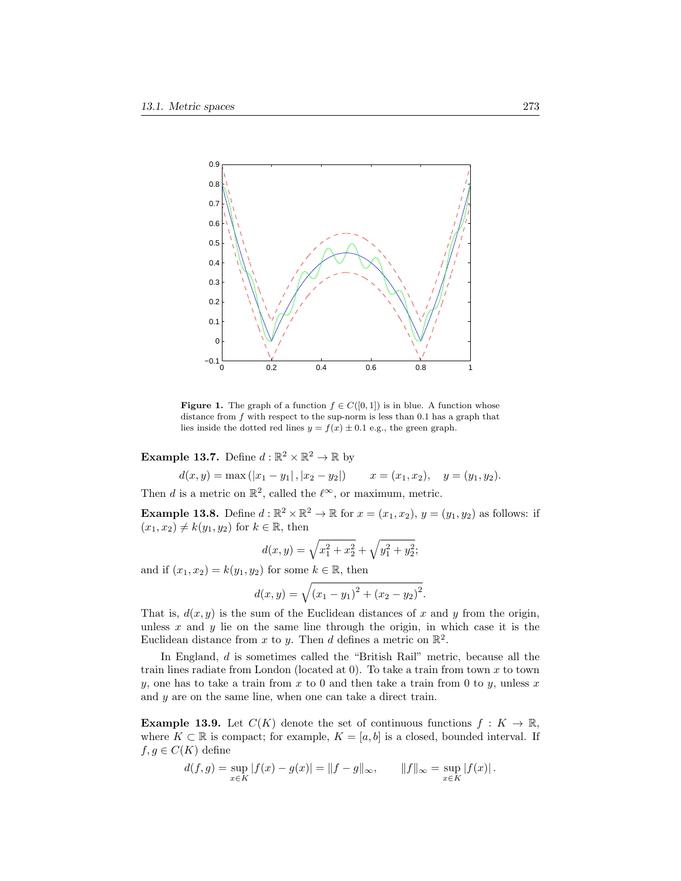**Figure 1.** The graph of a function $f \in C([0,1])$ is in blue. A function whose distance from $f$ with respect to the sup-norm is less than 0.1 has a graph that lies inside the dotted red lines $y = f(x) \pm 0.1$ e.g., the green graph.

**Example 13.7.** Define $d : \mathbb{R}^2 \times \mathbb{R}^2 \to \mathbb{R}$ by

$$d(x,y) = \max\left(|x_1 - y_1|, |x_2 - y_2|\right) \qquad x = (x_1, x_2), \quad y = (y_1, y_2).$$

Then $d$ is a metric on $\mathbb{R}^2$, called the $\ell^\infty$, or maximum, metric.

**Example 13.8.** Define $d : \mathbb{R}^2 \times \mathbb{R}^2 \to \mathbb{R}$ for $x = (x_1, x_2)$, $y = (y_1, y_2)$ as follows: if $(x_1, x_2) \neq k(y_1, y_2)$ for $k \in \mathbb{R}$, then

$$d(x,y) = \sqrt{x_1^2 + x_2^2} + \sqrt{y_1^2 + y_2^2};$$

and if $(x_1, x_2) = k(y_1, y_2)$ for some $k \in \mathbb{R}$, then

$$d(x,y) = \sqrt{(x_1 - y_1)^2 + (x_2 - y_2)^2}.$$

That is, $d(x,y)$ is the sum of the Euclidean distances of $x$ and $y$ from the origin, unless $x$ and $y$ lie on the same line through the origin, in which case it is the Euclidean distance from $x$ to $y$. Then $d$ defines a metric on $\mathbb{R}^2$.

In England, $d$ is sometimes called the "British Rail" metric, because all the train lines radiate from London (located at 0). To take a train from town $x$ to town $y$, one has to take a train from $x$ to 0 and then take a train from 0 to $y$, unless $x$ and $y$ are on the same line, when one can take a direct train.

**Example 13.9.** Let $C(K)$ denote the set of continuous functions $f : K \to \mathbb{R}$, where $K \subset \mathbb{R}$ is compact; for example, $K = [a,b]$ is a closed, bounded interval. If $f, g \in C(K)$ define

$$d(f,g) = \sup_{x \in K} |f(x) - g(x)| = \|f - g\|_\infty, \qquad \|f\|_\infty = \sup_{x \in K} |f(x)|.$$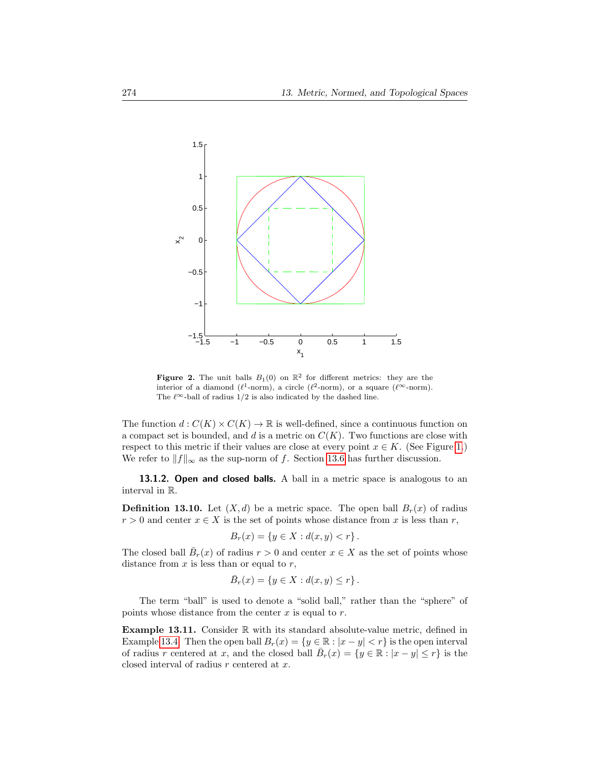**Figure 2.** The unit balls $B_1(0)$ on $\mathbb{R}^2$ for different metrics: they are the interior of a diamond ($\ell^1$-norm), a circle ($\ell^2$-norm), or a square ($\ell^\infty$-norm). The $\ell^\infty$-ball of radius $1/2$ is also indicated by the dashed line.

The function $d : C(K) \times C(K) \to \mathbb{R}$ is well-defined, since a continuous function on a compact set is bounded, and $d$ is a metric on $C(K)$. Two functions are close with respect to this metric if their values are close at every point $x \in K$. (See Figure 1.) We refer to $\|f\|_\infty$ as the sup-norm of $f$. Section 13.6 has further discussion.

### 13.1.2. Open and closed balls.

A ball in a metric space is analogous to an interval in $\mathbb{R}$.

**Definition 13.10.** Let $(X, d)$ be a metric space. The open ball $B_r(x)$ of radius $r > 0$ and center $x \in X$ is the set of points whose distance from $x$ is less than $r$,

$$B_r(x) = \{y \in X : d(x, y) < r\}.$$

The closed ball $\bar{B}_r(x)$ of radius $r > 0$ and center $x \in X$ as the set of points whose distance from $x$ is less than or equal to $r$,

$$\bar{B}_r(x) = \{y \in X : d(x, y) \leq r\}.$$

The term "ball" is used to denote a "solid ball," rather than the "sphere" of points whose distance from the center $x$ is equal to $r$.

**Example 13.11.** Consider $\mathbb{R}$ with its standard absolute-value metric, defined in Example 13.4. Then the open ball $B_r(x) = \{y \in \mathbb{R} : |x - y| < r\}$ is the open interval of radius $r$ centered at $x$, and the closed ball $\bar{B}_r(x) = \{y \in \mathbb{R} : |x - y| \leq r\}$ is the closed interval of radius $r$ centered at $x$.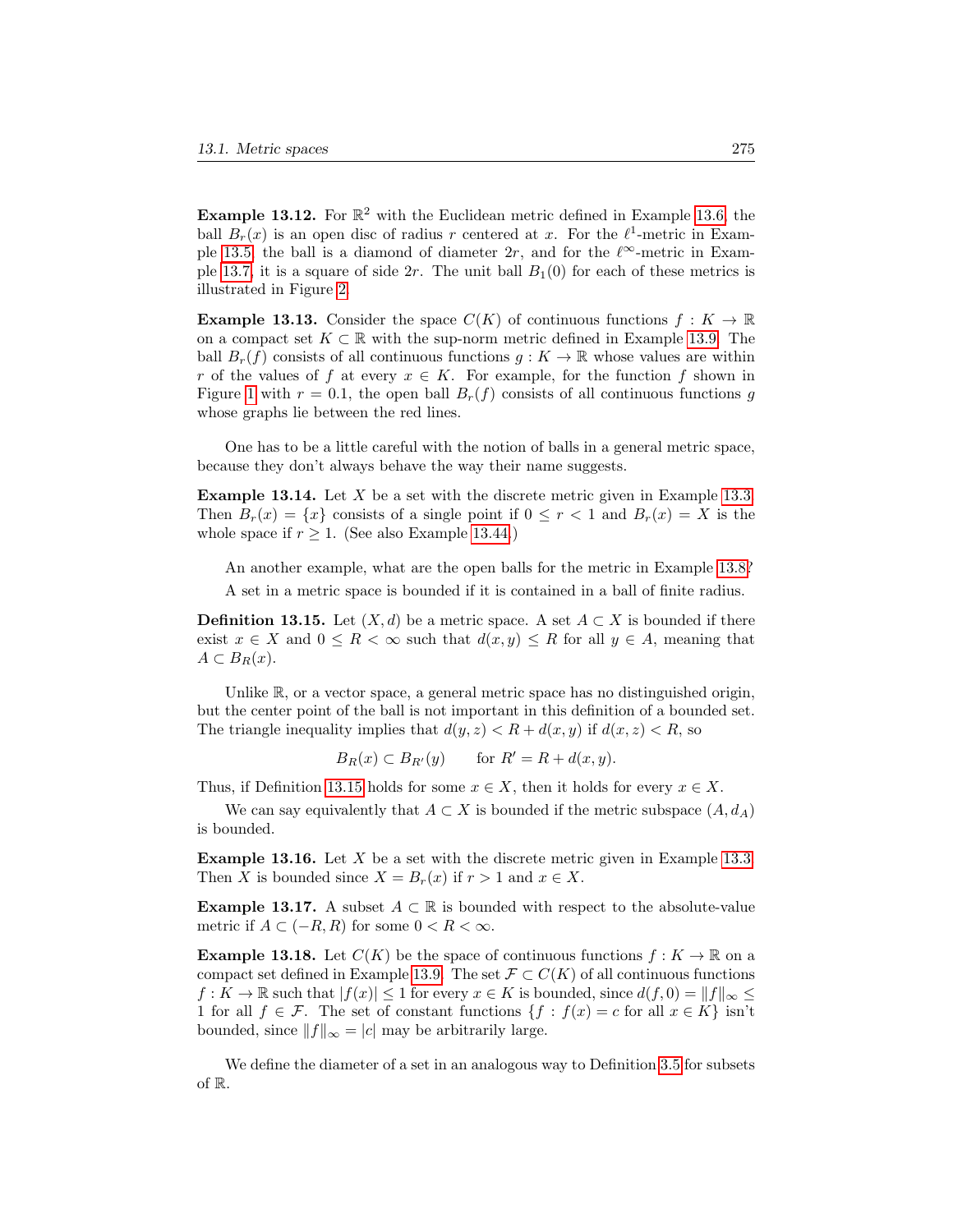**Example 13.12.** For $\mathbb{R}^2$ with the Euclidean metric defined in Example 13.6, the ball $B_r(x)$ is an open disc of radius $r$ centered at $x$. For the $\ell^1$-metric in Example 13.5, the ball is a diamond of diameter $2r$, and for the $\ell^\infty$-metric in Example 13.7, it is a square of side $2r$. The unit ball $B_1(0)$ for each of these metrics is illustrated in Figure 2.

**Example 13.13.** Consider the space $C(K)$ of continuous functions $f : K \to \mathbb{R}$ on a compact set $K \subset \mathbb{R}$ with the sup-norm metric defined in Example 13.9. The ball $B_r(f)$ consists of all continuous functions $g : K \to \mathbb{R}$ whose values are within $r$ of the values of $f$ at every $x \in K$. For example, for the function $f$ shown in Figure 1 with $r = 0.1$, the open ball $B_r(f)$ consists of all continuous functions $g$ whose graphs lie between the red lines.

One has to be a little careful with the notion of balls in a general metric space, because they don't always behave the way their name suggests.

**Example 13.14.** Let $X$ be a set with the discrete metric given in Example 13.3. Then $B_r(x) = \{x\}$ consists of a single point if $0 \le r < 1$ and $B_r(x) = X$ is the whole space if $r \ge 1$. (See also Example 13.44.)

An another example, what are the open balls for the metric in Example 13.8?

A set in a metric space is bounded if it is contained in a ball of finite radius.

**Definition 13.15.** Let $(X, d)$ be a metric space. A set $A \subset X$ is bounded if there exist $x \in X$ and $0 \le R < \infty$ such that $d(x, y) \le R$ for all $y \in A$, meaning that $A \subset B_R(x)$.

Unlike $\mathbb{R}$, or a vector space, a general metric space has no distinguished origin, but the center point of the ball is not important in this definition of a bounded set. The triangle inequality implies that $d(y, z) < R + d(x, y)$ if $d(x, z) < R$, so

$$B_R(x) \subset B_{R'}(y) \qquad \text{for } R' = R + d(x, y).$$

Thus, if Definition 13.15 holds for some $x \in X$, then it holds for every $x \in X$.

We can say equivalently that $A \subset X$ is bounded if the metric subspace $(A, d_A)$ is bounded.

**Example 13.16.** Let $X$ be a set with the discrete metric given in Example 13.3. Then $X$ is bounded since $X = B_r(x)$ if $r > 1$ and $x \in X$.

**Example 13.17.** A subset $A \subset \mathbb{R}$ is bounded with respect to the absolute-value metric if $A \subset (-R, R)$ for some $0 < R < \infty$.

**Example 13.18.** Let $C(K)$ be the space of continuous functions $f : K \to \mathbb{R}$ on a compact set defined in Example 13.9. The set $\mathcal{F} \subset C(K)$ of all continuous functions $f : K \to \mathbb{R}$ such that $|f(x)| \le 1$ for every $x \in K$ is bounded, since $d(f, 0) = \|f\|_\infty \le 1$ for all $f \in \mathcal{F}$. The set of constant functions $\{f : f(x) = c \text{ for all } x \in K\}$ isn't bounded, since $\|f\|_\infty = |c|$ may be arbitrarily large.

We define the diameter of a set in an analogous way to Definition 3.5 for subsets of $\mathbb{R}$.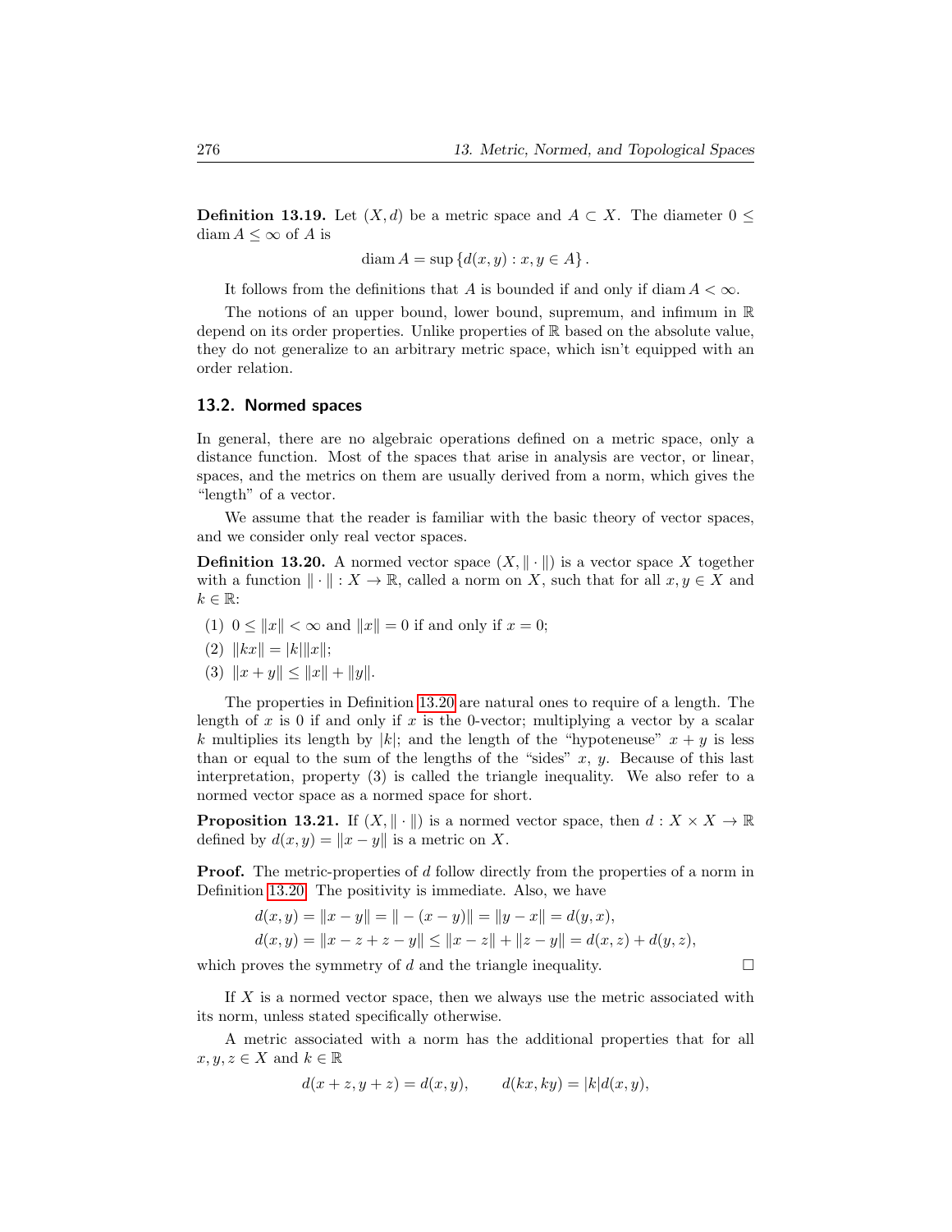**Definition 13.19.** Let $(X, d)$ be a metric space and $A \subset X$. The diameter $0 \leq \operatorname{diam} A \leq \infty$ of $A$ is

$$\operatorname{diam} A = \sup \{d(x, y) : x, y \in A\}.$$

It follows from the definitions that $A$ is bounded if and only if $\operatorname{diam} A < \infty$.

The notions of an upper bound, lower bound, supremum, and infimum in $\mathbb{R}$ depend on its order properties. Unlike properties of $\mathbb{R}$ based on the absolute value, they do not generalize to an arbitrary metric space, which isn't equipped with an order relation.

## 13.2. Normed spaces

In general, there are no algebraic operations defined on a metric space, only a distance function. Most of the spaces that arise in analysis are vector, or linear, spaces, and the metrics on them are usually derived from a norm, which gives the "length" of a vector.

We assume that the reader is familiar with the basic theory of vector spaces, and we consider only real vector spaces.

**Definition 13.20.** A normed vector space $(X, \|\cdot\|)$ is a vector space $X$ together with a function $\|\cdot\| : X \to \mathbb{R}$, called a norm on $X$, such that for all $x, y \in X$ and $k \in \mathbb{R}$:

(1) $0 \leq \|x\| < \infty$ and $\|x\| = 0$ if and only if $x = 0$;

(2) $\|kx\| = |k|\|x\|$;

(3) $\|x + y\| \leq \|x\| + \|y\|$.

The properties in Definition 13.20 are natural ones to require of a length. The length of $x$ is 0 if and only if $x$ is the 0-vector; multiplying a vector by a scalar $k$ multiplies its length by $|k|$; and the length of the "hypoteneuse" $x + y$ is less than or equal to the sum of the lengths of the "sides" $x$, $y$. Because of this last interpretation, property (3) is called the triangle inequality. We also refer to a normed vector space as a normed space for short.

**Proposition 13.21.** If $(X, \|\cdot\|)$ is a normed vector space, then $d : X \times X \to \mathbb{R}$ defined by $d(x, y) = \|x - y\|$ is a metric on $X$.

**Proof.** The metric-properties of $d$ follow directly from the properties of a norm in Definition 13.20. The positivity is immediate. Also, we have

$$d(x, y) = \|x - y\| = \|-(x - y)\| = \|y - x\| = d(y, x),$$
$$d(x, y) = \|x - z + z - y\| \leq \|x - z\| + \|z - y\| = d(x, z) + d(y, z),$$

which proves the symmetry of $d$ and the triangle inequality. □

If $X$ is a normed vector space, then we always use the metric associated with its norm, unless stated specifically otherwise.

A metric associated with a norm has the additional properties that for all $x, y, z \in X$ and $k \in \mathbb{R}$

$$d(x + z, y + z) = d(x, y), \qquad d(kx, ky) = |k|d(x, y),$$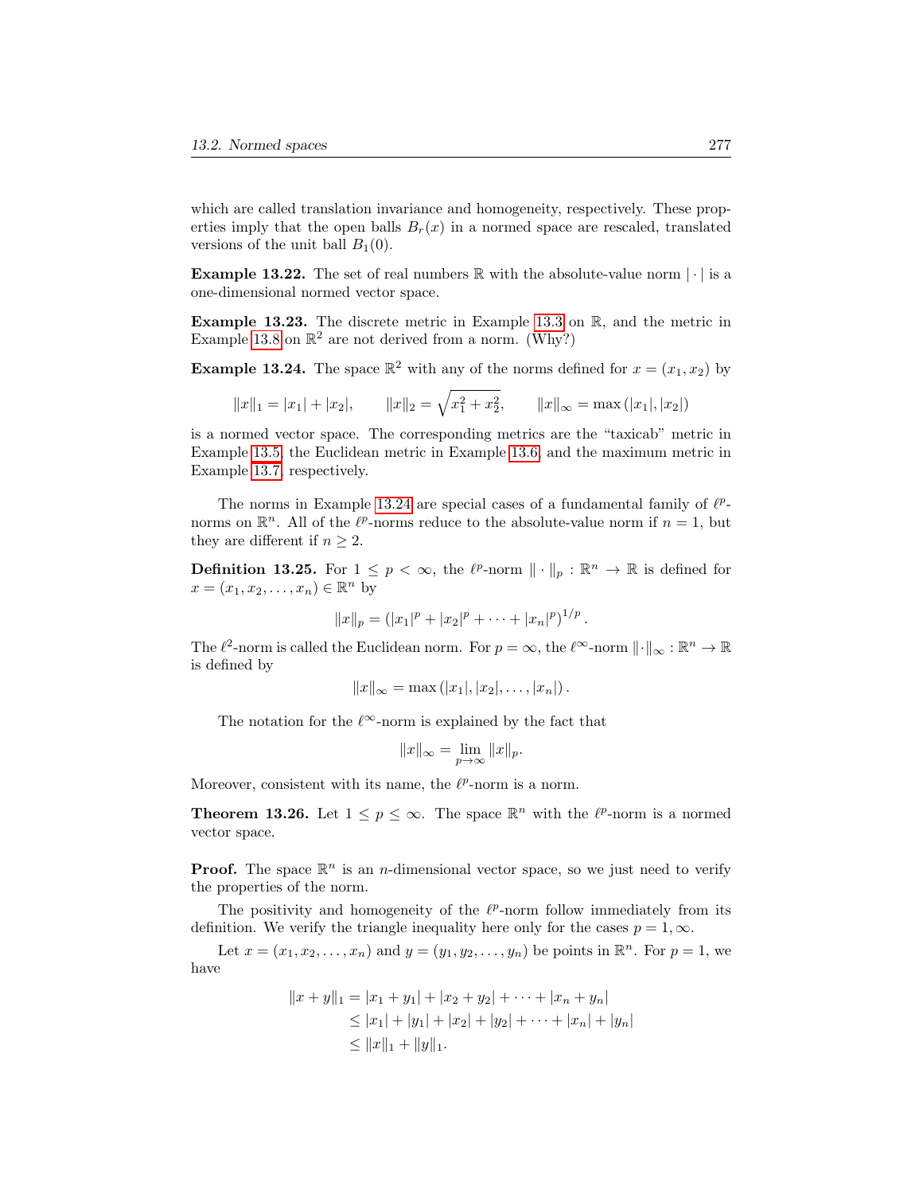which are called translation invariance and homogeneity, respectively. These properties imply that the open balls $B_r(x)$ in a normed space are rescaled, translated versions of the unit ball $B_1(0)$.

**Example 13.22.** The set of real numbers $\mathbb{R}$ with the absolute-value norm $|\cdot|$ is a one-dimensional normed vector space.

**Example 13.23.** The discrete metric in Example 13.3 on $\mathbb{R}$, and the metric in Example 13.8 on $\mathbb{R}^2$ are not derived from a norm. (Why?)

**Example 13.24.** The space $\mathbb{R}^2$ with any of the norms defined for $x = (x_1, x_2)$ by

$$\|x\|_1 = |x_1| + |x_2|, \qquad \|x\|_2 = \sqrt{x_1^2 + x_2^2}, \qquad \|x\|_\infty = \max\left(|x_1|, |x_2|\right)$$

is a normed vector space. The corresponding metrics are the "taxicab" metric in Example 13.5, the Euclidean metric in Example 13.6, and the maximum metric in Example 13.7, respectively.

The norms in Example 13.24 are special cases of a fundamental family of $\ell^p$-norms on $\mathbb{R}^n$. All of the $\ell^p$-norms reduce to the absolute-value norm if $n = 1$, but they are different if $n \geq 2$.

**Definition 13.25.** For $1 \leq p < \infty$, the $\ell^p$-norm $\|\cdot\|_p : \mathbb{R}^n \to \mathbb{R}$ is defined for $x = (x_1, x_2, \ldots, x_n) \in \mathbb{R}^n$ by

$$\|x\|_p = \left(|x_1|^p + |x_2|^p + \cdots + |x_n|^p\right)^{1/p}.$$

The $\ell^2$-norm is called the Euclidean norm. For $p = \infty$, the $\ell^\infty$-norm $\|\cdot\|_\infty : \mathbb{R}^n \to \mathbb{R}$ is defined by

$$\|x\|_\infty = \max\left(|x_1|, |x_2|, \ldots, |x_n|\right).$$

The notation for the $\ell^\infty$-norm is explained by the fact that

$$\|x\|_\infty = \lim_{p\to\infty} \|x\|_p.$$

Moreover, consistent with its name, the $\ell^p$-norm is a norm.

**Theorem 13.26.** Let $1 \leq p \leq \infty$. The space $\mathbb{R}^n$ with the $\ell^p$-norm is a normed vector space.

**Proof.** The space $\mathbb{R}^n$ is an $n$-dimensional vector space, so we just need to verify the properties of the norm.

The positivity and homogeneity of the $\ell^p$-norm follow immediately from its definition. We verify the triangle inequality here only for the cases $p = 1, \infty$.

Let $x = (x_1, x_2, \ldots, x_n)$ and $y = (y_1, y_2, \ldots, y_n)$ be points in $\mathbb{R}^n$. For $p = 1$, we have

$$\begin{aligned}
\|x + y\|_1 &= |x_1 + y_1| + |x_2 + y_2| + \cdots + |x_n + y_n| \\
&\leq |x_1| + |y_1| + |x_2| + |y_2| + \cdots + |x_n| + |y_n| \\
&\leq \|x\|_1 + \|y\|_1.
\end{aligned}$$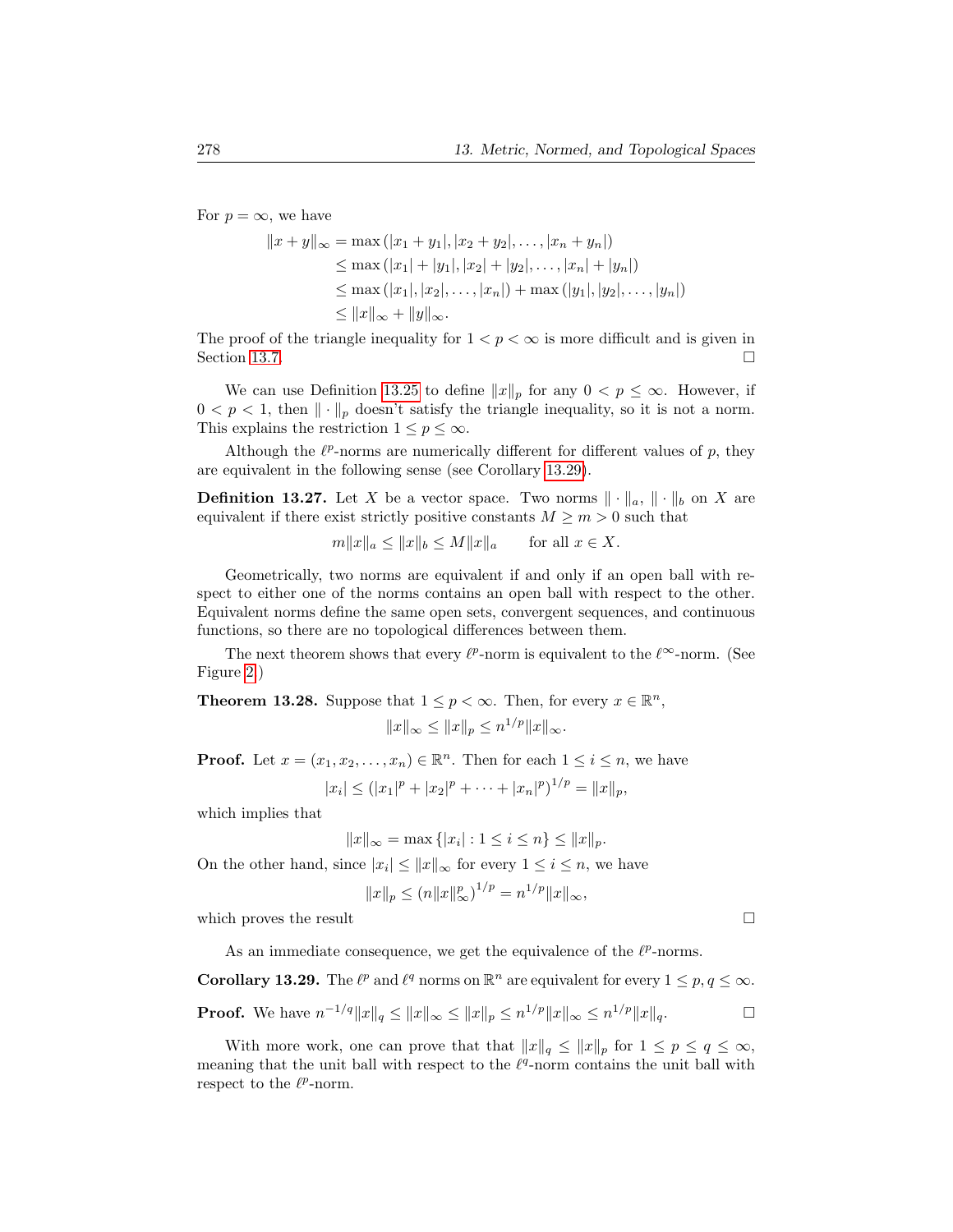For $p = \infty$, we have

$$
\begin{aligned}
\|x + y\|_\infty &= \max(|x_1 + y_1|, |x_2 + y_2|, \dots, |x_n + y_n|) \\
&\le \max(|x_1| + |y_1|, |x_2| + |y_2|, \dots, |x_n| + |y_n|) \\
&\le \max(|x_1|, |x_2|, \dots, |x_n|) + \max(|y_1|, |y_2|, \dots, |y_n|) \\
&\le \|x\|_\infty + \|y\|_\infty.
\end{aligned}
$$

The proof of the triangle inequality for $1 < p < \infty$ is more difficult and is given in Section 13.7. □

We can use Definition 13.25 to define $\|x\|_p$ for any $0 < p \le \infty$. However, if $0 < p < 1$, then $\|\cdot\|_p$ doesn't satisfy the triangle inequality, so it is not a norm. This explains the restriction $1 \le p \le \infty$.

Although the $\ell^p$-norms are numerically different for different values of $p$, they are equivalent in the following sense (see Corollary 13.29).

**Definition 13.27.** Let $X$ be a vector space. Two norms $\|\cdot\|_a$, $\|\cdot\|_b$ on $X$ are equivalent if there exist strictly positive constants $M \ge m > 0$ such that

$$
m\|x\|_a \le \|x\|_b \le M\|x\|_a \qquad \text{for all } x \in X.
$$

Geometrically, two norms are equivalent if and only if an open ball with respect to either one of the norms contains an open ball with respect to the other. Equivalent norms define the same open sets, convergent sequences, and continuous functions, so there are no topological differences between them.

The next theorem shows that every $\ell^p$-norm is equivalent to the $\ell^\infty$-norm. (See Figure 2.)

**Theorem 13.28.** Suppose that $1 \le p < \infty$. Then, for every $x \in \mathbb{R}^n$,

$$
\|x\|_\infty \le \|x\|_p \le n^{1/p}\|x\|_\infty.
$$

**Proof.** Let $x = (x_1, x_2, \dots, x_n) \in \mathbb{R}^n$. Then for each $1 \le i \le n$, we have

$$
|x_i| \le (|x_1|^p + |x_2|^p + \dots + |x_n|^p)^{1/p} = \|x\|_p,
$$

which implies that

$$
\|x\|_\infty = \max\{|x_i| : 1 \le i \le n\} \le \|x\|_p.
$$

On the other hand, since $|x_i| \le \|x\|_\infty$ for every $1 \le i \le n$, we have

$$
\|x\|_p \le \left(n\|x\|_\infty^p\right)^{1/p} = n^{1/p}\|x\|_\infty,
$$

which proves the result □

As an immediate consequence, we get the equivalence of the $\ell^p$-norms.

**Corollary 13.29.** The $\ell^p$ and $\ell^q$ norms on $\mathbb{R}^n$ are equivalent for every $1 \le p, q \le \infty$.

**Proof.** We have $n^{-1/q}\|x\|_q \le \|x\|_\infty \le \|x\|_p \le n^{1/p}\|x\|_\infty \le n^{1/p}\|x\|_q$. □

With more work, one can prove that that $\|x\|_q \le \|x\|_p$ for $1 \le p \le q \le \infty$, meaning that the unit ball with respect to the $\ell^q$-norm contains the unit ball with respect to the $\ell^p$-norm.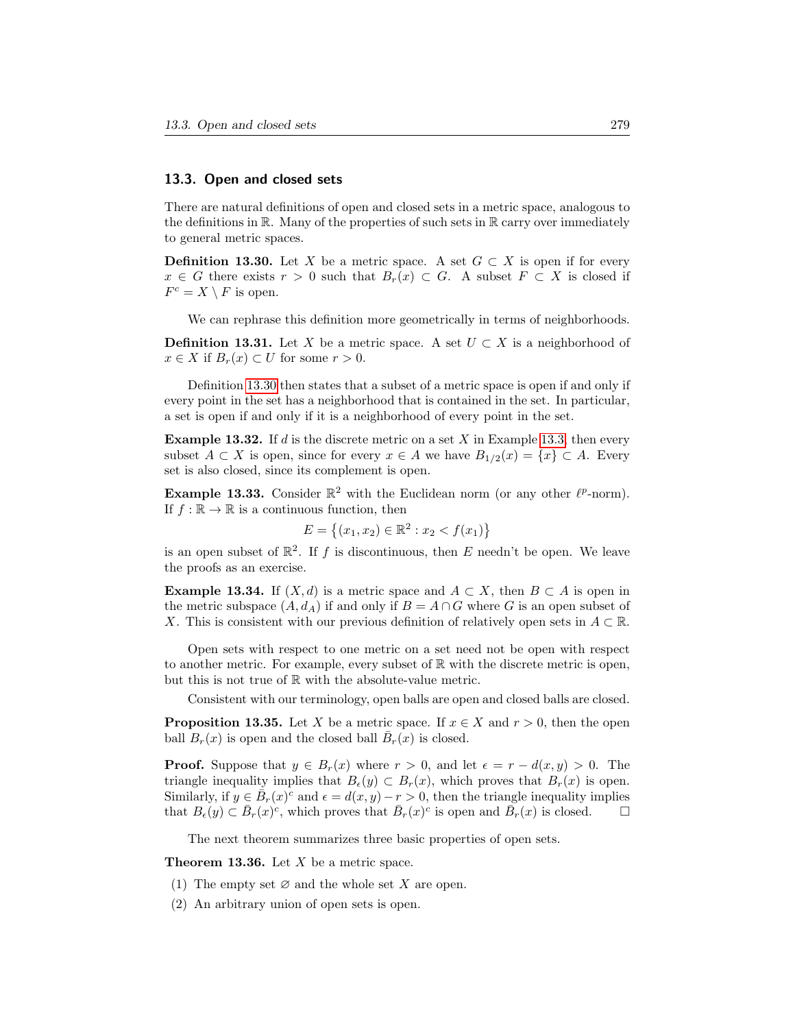## 13.3. Open and closed sets

There are natural definitions of open and closed sets in a metric space, analogous to the definitions in $\mathbb{R}$. Many of the properties of such sets in $\mathbb{R}$ carry over immediately to general metric spaces.

**Definition 13.30.** Let $X$ be a metric space. A set $G \subset X$ is open if for every $x \in G$ there exists $r > 0$ such that $B_r(x) \subset G$. A subset $F \subset X$ is closed if $F^c = X \setminus F$ is open.

We can rephrase this definition more geometrically in terms of neighborhoods.

**Definition 13.31.** Let $X$ be a metric space. A set $U \subset X$ is a neighborhood of $x \in X$ if $B_r(x) \subset U$ for some $r > 0$.

Definition 13.30 then states that a subset of a metric space is open if and only if every point in the set has a neighborhood that is contained in the set. In particular, a set is open if and only if it is a neighborhood of every point in the set.

**Example 13.32.** If $d$ is the discrete metric on a set $X$ in Example 13.3, then every subset $A \subset X$ is open, since for every $x \in A$ we have $B_{1/2}(x) = \{x\} \subset A$. Every set is also closed, since its complement is open.

**Example 13.33.** Consider $\mathbb{R}^2$ with the Euclidean norm (or any other $\ell^p$-norm). If $f : \mathbb{R} \to \mathbb{R}$ is a continuous function, then

$$E = \left\{(x_1, x_2) \in \mathbb{R}^2 : x_2 < f(x_1)\right\}$$

is an open subset of $\mathbb{R}^2$. If $f$ is discontinuous, then $E$ needn't be open. We leave the proofs as an exercise.

**Example 13.34.** If $(X, d)$ is a metric space and $A \subset X$, then $B \subset A$ is open in the metric subspace $(A, d_A)$ if and only if $B = A \cap G$ where $G$ is an open subset of $X$. This is consistent with our previous definition of relatively open sets in $A \subset \mathbb{R}$.

Open sets with respect to one metric on a set need not be open with respect to another metric. For example, every subset of $\mathbb{R}$ with the discrete metric is open, but this is not true of $\mathbb{R}$ with the absolute-value metric.

Consistent with our terminology, open balls are open and closed balls are closed.

**Proposition 13.35.** Let $X$ be a metric space. If $x \in X$ and $r > 0$, then the open ball $B_r(x)$ is open and the closed ball $\bar{B}_r(x)$ is closed.

**Proof.** Suppose that $y \in B_r(x)$ where $r > 0$, and let $\epsilon = r - d(x, y) > 0$. The triangle inequality implies that $B_\epsilon(y) \subset B_r(x)$, which proves that $B_r(x)$ is open. Similarly, if $y \in \bar{B}_r(x)^c$ and $\epsilon = d(x, y) - r > 0$, then the triangle inequality implies that $B_\epsilon(y) \subset \bar{B}_r(x)^c$, which proves that $\bar{B}_r(x)^c$ is open and $\bar{B}_r(x)$ is closed. □

The next theorem summarizes three basic properties of open sets.

**Theorem 13.36.** Let $X$ be a metric space.

(1) The empty set $\varnothing$ and the whole set $X$ are open.

(2) An arbitrary union of open sets is open.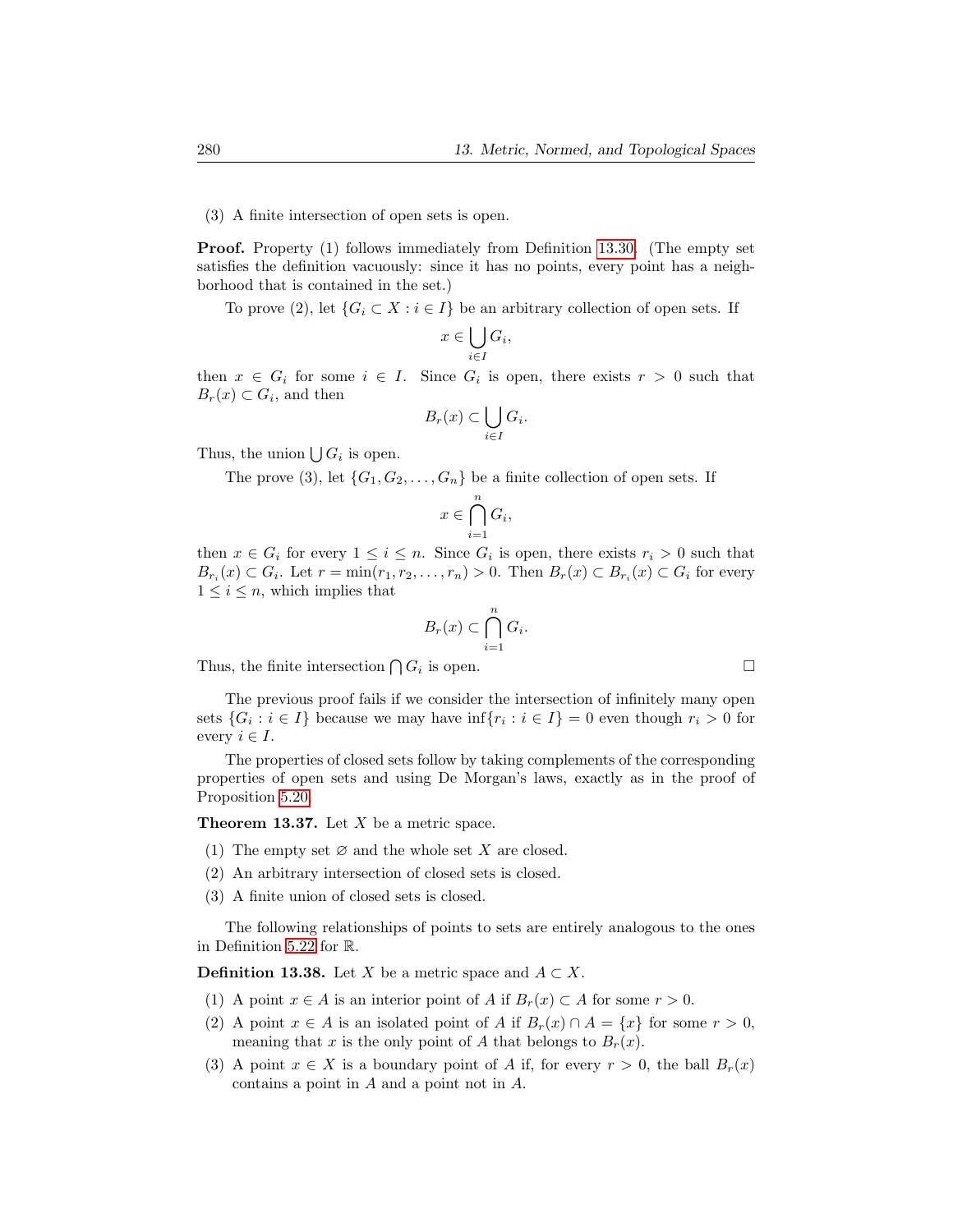(3) A finite intersection of open sets is open.

**Proof.** Property (1) follows immediately from Definition 13.30. (The empty set satisfies the definition vacuously: since it has no points, every point has a neighborhood that is contained in the set.)

To prove (2), let $\{G_i \subset X : i \in I\}$ be an arbitrary collection of open sets. If

$$x \in \bigcup_{i \in I} G_i,$$

then $x \in G_i$ for some $i \in I$. Since $G_i$ is open, there exists $r > 0$ such that $B_r(x) \subset G_i$, and then

$$B_r(x) \subset \bigcup_{i \in I} G_i.$$

Thus, the union $\bigcup G_i$ is open.

The prove (3), let $\{G_1, G_2, \ldots, G_n\}$ be a finite collection of open sets. If

$$x \in \bigcap_{i=1}^{n} G_i,$$

then $x \in G_i$ for every $1 \leq i \leq n$. Since $G_i$ is open, there exists $r_i > 0$ such that $B_{r_i}(x) \subset G_i$. Let $r = \min(r_1, r_2, \ldots, r_n) > 0$. Then $B_r(x) \subset B_{r_i}(x) \subset G_i$ for every $1 \leq i \leq n$, which implies that

$$B_r(x) \subset \bigcap_{i=1}^{n} G_i.$$

Thus, the finite intersection $\bigcap G_i$ is open. □

The previous proof fails if we consider the intersection of infinitely many open sets $\{G_i : i \in I\}$ because we may have $\inf\{r_i : i \in I\} = 0$ even though $r_i > 0$ for every $i \in I$.

The properties of closed sets follow by taking complements of the corresponding properties of open sets and using De Morgan's laws, exactly as in the proof of Proposition 5.20.

**Theorem 13.37.** Let $X$ be a metric space.

(1) The empty set $\varnothing$ and the whole set $X$ are closed.

(2) An arbitrary intersection of closed sets is closed.

(3) A finite union of closed sets is closed.

The following relationships of points to sets are entirely analogous to the ones in Definition 5.22 for $\mathbb{R}$.

**Definition 13.38.** Let $X$ be a metric space and $A \subset X$.

(1) A point $x \in A$ is an interior point of $A$ if $B_r(x) \subset A$ for some $r > 0$.

(2) A point $x \in A$ is an isolated point of $A$ if $B_r(x) \cap A = \{x\}$ for some $r > 0$, meaning that $x$ is the only point of $A$ that belongs to $B_r(x)$.

(3) A point $x \in X$ is a boundary point of $A$ if, for every $r > 0$, the ball $B_r(x)$ contains a point in $A$ and a point not in $A$.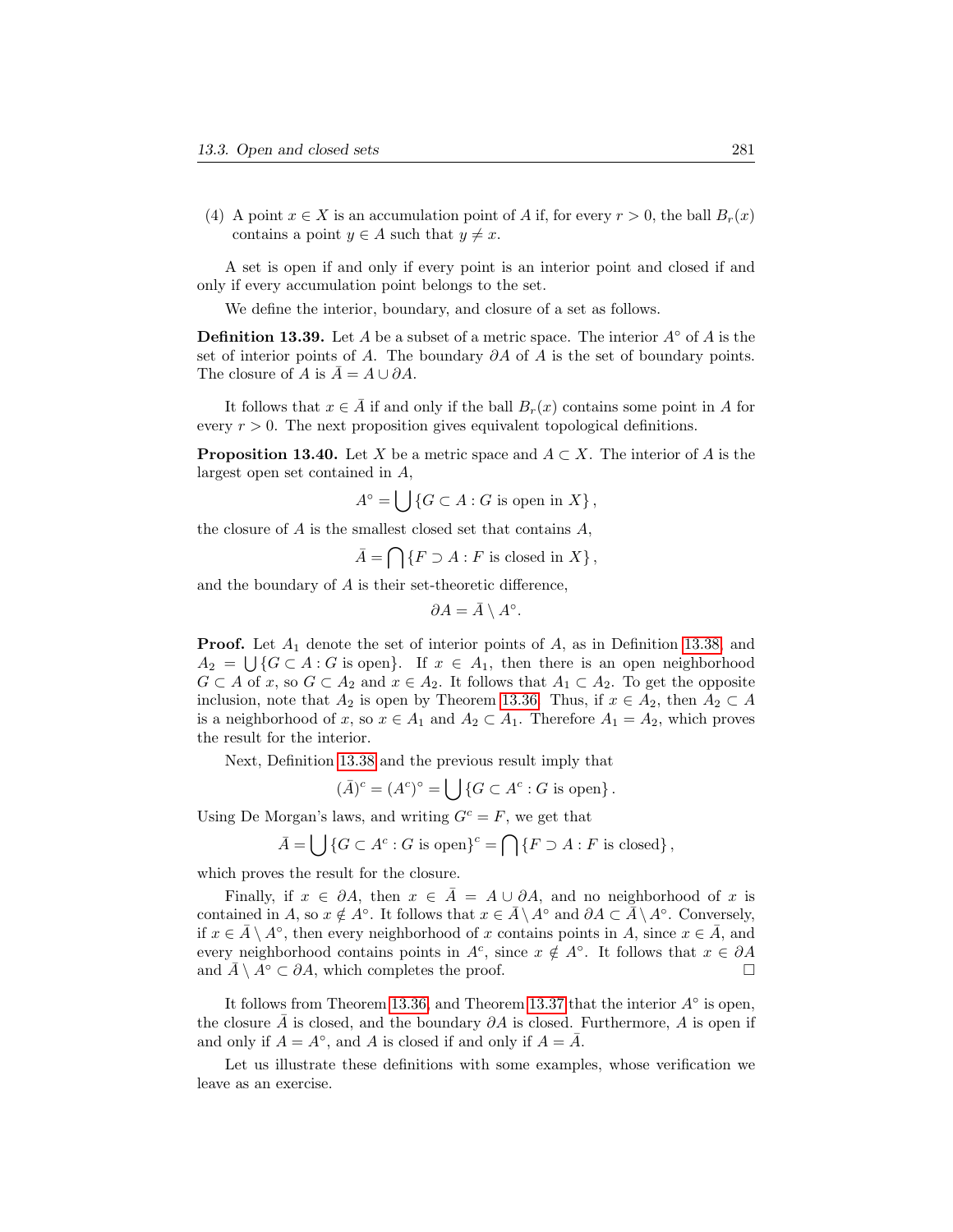(4) A point $x \in X$ is an accumulation point of $A$ if, for every $r > 0$, the ball $B_r(x)$ contains a point $y \in A$ such that $y \neq x$.

A set is open if and only if every point is an interior point and closed if and only if every accumulation point belongs to the set.

We define the interior, boundary, and closure of a set as follows.

**Definition 13.39.** Let $A$ be a subset of a metric space. The interior $A^\circ$ of $A$ is the set of interior points of $A$. The boundary $\partial A$ of $A$ is the set of boundary points. The closure of $A$ is $\bar{A} = A \cup \partial A$.

It follows that $x \in \bar{A}$ if and only if the ball $B_r(x)$ contains some point in $A$ for every $r > 0$. The next proposition gives equivalent topological definitions.

**Proposition 13.40.** Let $X$ be a metric space and $A \subset X$. The interior of $A$ is the largest open set contained in $A$,

$$A^\circ = \bigcup \{G \subset A : G \text{ is open in } X\},$$

the closure of $A$ is the smallest closed set that contains $A$,

$$\bar{A} = \bigcap \{F \supset A : F \text{ is closed in } X\},$$

and the boundary of $A$ is their set-theoretic difference,

$$\partial A = \bar{A} \setminus A^\circ.$$

**Proof.** Let $A_1$ denote the set of interior points of $A$, as in Definition 13.38, and $A_2 = \bigcup \{G \subset A : G \text{ is open}\}$. If $x \in A_1$, then there is an open neighborhood $G \subset A$ of $x$, so $G \subset A_2$ and $x \in A_2$. It follows that $A_1 \subset A_2$. To get the opposite inclusion, note that $A_2$ is open by Theorem 13.36. Thus, if $x \in A_2$, then $A_2 \subset A$ is a neighborhood of $x$, so $x \in A_1$ and $A_2 \subset A_1$. Therefore $A_1 = A_2$, which proves the result for the interior.

Next, Definition 13.38 and the previous result imply that

$$(\bar{A})^c = (A^c)^\circ = \bigcup \{G \subset A^c : G \text{ is open}\}.$$

Using De Morgan's laws, and writing $G^c = F$, we get that

$$\bar{A} = \bigcup \{G \subset A^c : G \text{ is open}\}^c = \bigcap \{F \supset A : F \text{ is closed}\},$$

which proves the result for the closure.

Finally, if $x \in \partial A$, then $x \in \bar{A} = A \cup \partial A$, and no neighborhood of $x$ is contained in $A$, so $x \notin A^\circ$. It follows that $x \in \bar{A} \setminus A^\circ$ and $\partial A \subset \bar{A} \setminus A^\circ$. Conversely, if $x \in \bar{A} \setminus A^\circ$, then every neighborhood of $x$ contains points in $A$, since $x \in \bar{A}$, and every neighborhood contains points in $A^c$, since $x \notin A^\circ$. It follows that $x \in \partial A$ and $\bar{A} \setminus A^\circ \subset \partial A$, which completes the proof. □

It follows from Theorem 13.36, and Theorem 13.37 that the interior $A^\circ$ is open, the closure $\bar{A}$ is closed, and the boundary $\partial A$ is closed. Furthermore, $A$ is open if and only if $A = A^\circ$, and $A$ is closed if and only if $A = \bar{A}$.

Let us illustrate these definitions with some examples, whose verification we leave as an exercise.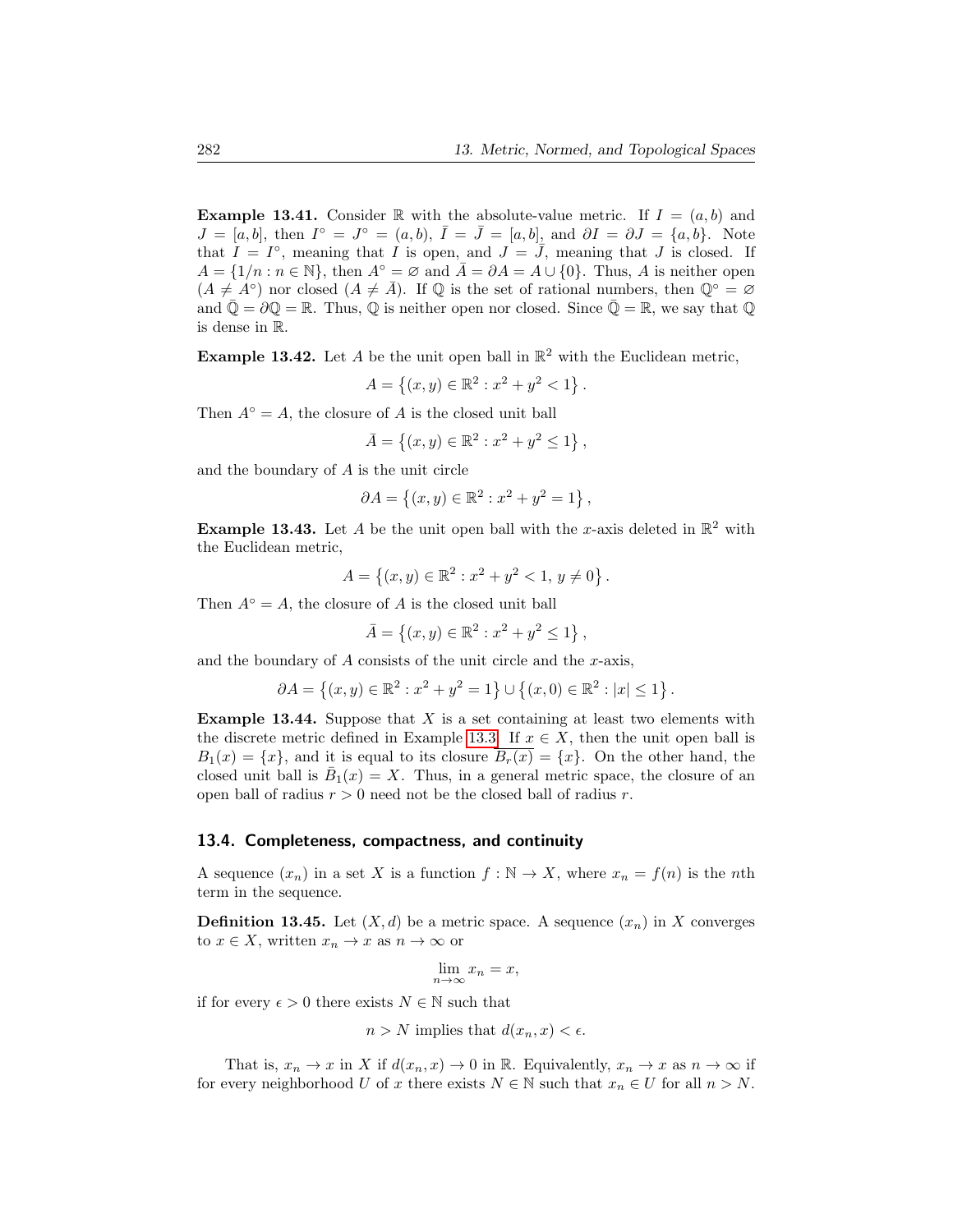**Example 13.41.** Consider $\mathbb{R}$ with the absolute-value metric. If $I = (a, b)$ and $J = [a, b]$, then $I^\circ = J^\circ = (a, b)$, $\bar{I} = \bar{J} = [a, b]$, and $\partial I = \partial J = \{a, b\}$. Note that $I = I^\circ$, meaning that $I$ is open, and $J = \bar{J}$, meaning that $J$ is closed. If $A = \{1/n : n \in \mathbb{N}\}$, then $A^\circ = \varnothing$ and $\bar{A} = \partial A = A \cup \{0\}$. Thus, $A$ is neither open ($A \neq A^\circ$) nor closed ($A \neq \bar{A}$). If $\mathbb{Q}$ is the set of rational numbers, then $\mathbb{Q}^\circ = \varnothing$ and $\bar{\mathbb{Q}} = \partial \mathbb{Q} = \mathbb{R}$. Thus, $\mathbb{Q}$ is neither open nor closed. Since $\bar{\mathbb{Q}} = \mathbb{R}$, we say that $\mathbb{Q}$ is dense in $\mathbb{R}$.

**Example 13.42.** Let $A$ be the unit open ball in $\mathbb{R}^2$ with the Euclidean metric,

$$A = \left\{(x, y) \in \mathbb{R}^2 : x^2 + y^2 < 1\right\}.$$

Then $A^\circ = A$, the closure of $A$ is the closed unit ball

$$\bar{A} = \left\{(x, y) \in \mathbb{R}^2 : x^2 + y^2 \leq 1\right\},$$

and the boundary of $A$ is the unit circle

$$\partial A = \left\{(x, y) \in \mathbb{R}^2 : x^2 + y^2 = 1\right\},$$

**Example 13.43.** Let $A$ be the unit open ball with the $x$-axis deleted in $\mathbb{R}^2$ with the Euclidean metric,

$$A = \left\{(x, y) \in \mathbb{R}^2 : x^2 + y^2 < 1, \, y \neq 0\right\}.$$

Then $A^\circ = A$, the closure of $A$ is the closed unit ball

$$\bar{A} = \left\{(x, y) \in \mathbb{R}^2 : x^2 + y^2 \leq 1\right\},$$

and the boundary of $A$ consists of the unit circle and the $x$-axis,

$$\partial A = \left\{(x, y) \in \mathbb{R}^2 : x^2 + y^2 = 1\right\} \cup \left\{(x, 0) \in \mathbb{R}^2 : |x| \leq 1\right\}.$$

**Example 13.44.** Suppose that $X$ is a set containing at least two elements with the discrete metric defined in Example 13.3. If $x \in X$, then the unit open ball is $B_1(x) = \{x\}$, and it is equal to its closure $\overline{B_r(x)} = \{x\}$. On the other hand, the closed unit ball is $\bar{B}_1(x) = X$. Thus, in a general metric space, the closure of an open ball of radius $r > 0$ need not be the closed ball of radius $r$.

## 13.4. Completeness, compactness, and continuity

A sequence $(x_n)$ in a set $X$ is a function $f : \mathbb{N} \to X$, where $x_n = f(n)$ is the $n$th term in the sequence.

**Definition 13.45.** Let $(X, d)$ be a metric space. A sequence $(x_n)$ in $X$ converges to $x \in X$, written $x_n \to x$ as $n \to \infty$ or

$$\lim_{n\to\infty} x_n = x,$$

if for every $\epsilon > 0$ there exists $N \in \mathbb{N}$ such that

$$n > N \text{ implies that } d(x_n, x) < \epsilon.$$

That is, $x_n \to x$ in $X$ if $d(x_n, x) \to 0$ in $\mathbb{R}$. Equivalently, $x_n \to x$ as $n \to \infty$ if for every neighborhood $U$ of $x$ there exists $N \in \mathbb{N}$ such that $x_n \in U$ for all $n > N$.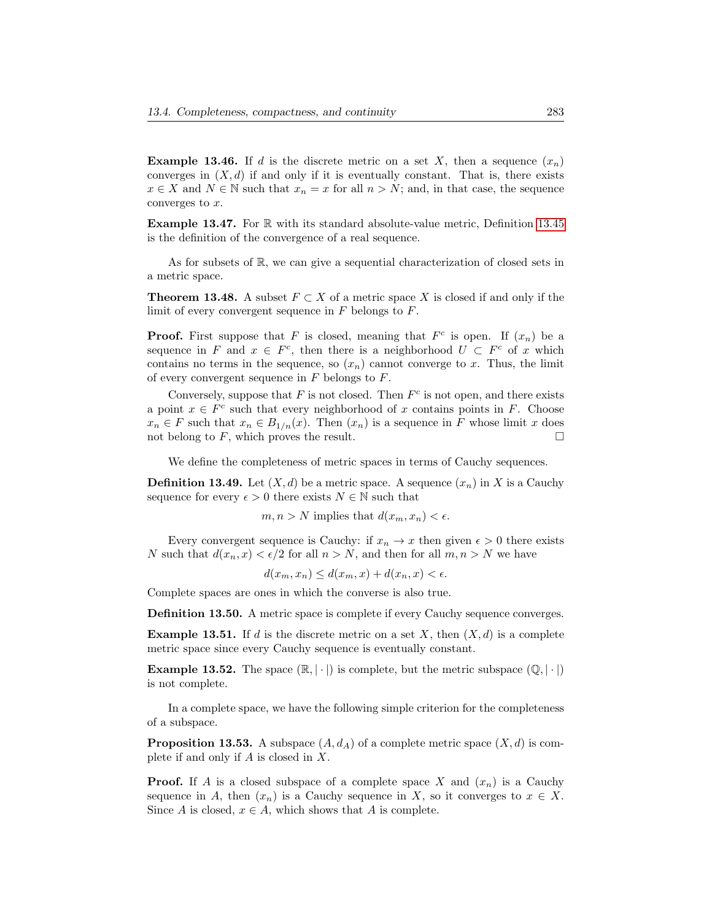**Example 13.46.** If $d$ is the discrete metric on a set $X$, then a sequence $(x_n)$ converges in $(X, d)$ if and only if it is eventually constant. That is, there exists $x \in X$ and $N \in \mathbb{N}$ such that $x_n = x$ for all $n > N$; and, in that case, the sequence converges to $x$.

**Example 13.47.** For $\mathbb{R}$ with its standard absolute-value metric, Definition 13.45 is the definition of the convergence of a real sequence.

As for subsets of $\mathbb{R}$, we can give a sequential characterization of closed sets in a metric space.

**Theorem 13.48.** A subset $F \subset X$ of a metric space $X$ is closed if and only if the limit of every convergent sequence in $F$ belongs to $F$.

**Proof.** First suppose that $F$ is closed, meaning that $F^c$ is open. If $(x_n)$ be a sequence in $F$ and $x \in F^c$, then there is a neighborhood $U \subset F^c$ of $x$ which contains no terms in the sequence, so $(x_n)$ cannot converge to $x$. Thus, the limit of every convergent sequence in $F$ belongs to $F$.

Conversely, suppose that $F$ is not closed. Then $F^c$ is not open, and there exists a point $x \in F^c$ such that every neighborhood of $x$ contains points in $F$. Choose $x_n \in F$ such that $x_n \in B_{1/n}(x)$. Then $(x_n)$ is a sequence in $F$ whose limit $x$ does not belong to $F$, which proves the result. □

We define the completeness of metric spaces in terms of Cauchy sequences.

**Definition 13.49.** Let $(X, d)$ be a metric space. A sequence $(x_n)$ in $X$ is a Cauchy sequence for every $\epsilon > 0$ there exists $N \in \mathbb{N}$ such that

$$m, n > N \text{ implies that } d(x_m, x_n) < \epsilon.$$

Every convergent sequence is Cauchy: if $x_n \to x$ then given $\epsilon > 0$ there exists $N$ such that $d(x_n, x) < \epsilon/2$ for all $n > N$, and then for all $m, n > N$ we have

$$d(x_m, x_n) \leq d(x_m, x) + d(x_n, x) < \epsilon.$$

Complete spaces are ones in which the converse is also true.

**Definition 13.50.** A metric space is complete if every Cauchy sequence converges.

**Example 13.51.** If $d$ is the discrete metric on a set $X$, then $(X, d)$ is a complete metric space since every Cauchy sequence is eventually constant.

**Example 13.52.** The space $(\mathbb{R}, |\cdot|)$ is complete, but the metric subspace $(\mathbb{Q}, |\cdot|)$ is not complete.

In a complete space, we have the following simple criterion for the completeness of a subspace.

**Proposition 13.53.** A subspace $(A, d_A)$ of a complete metric space $(X, d)$ is complete if and only if $A$ is closed in $X$.

**Proof.** If $A$ is a closed subspace of a complete space $X$ and $(x_n)$ is a Cauchy sequence in $A$, then $(x_n)$ is a Cauchy sequence in $X$, so it converges to $x \in X$. Since $A$ is closed, $x \in A$, which shows that $A$ is complete.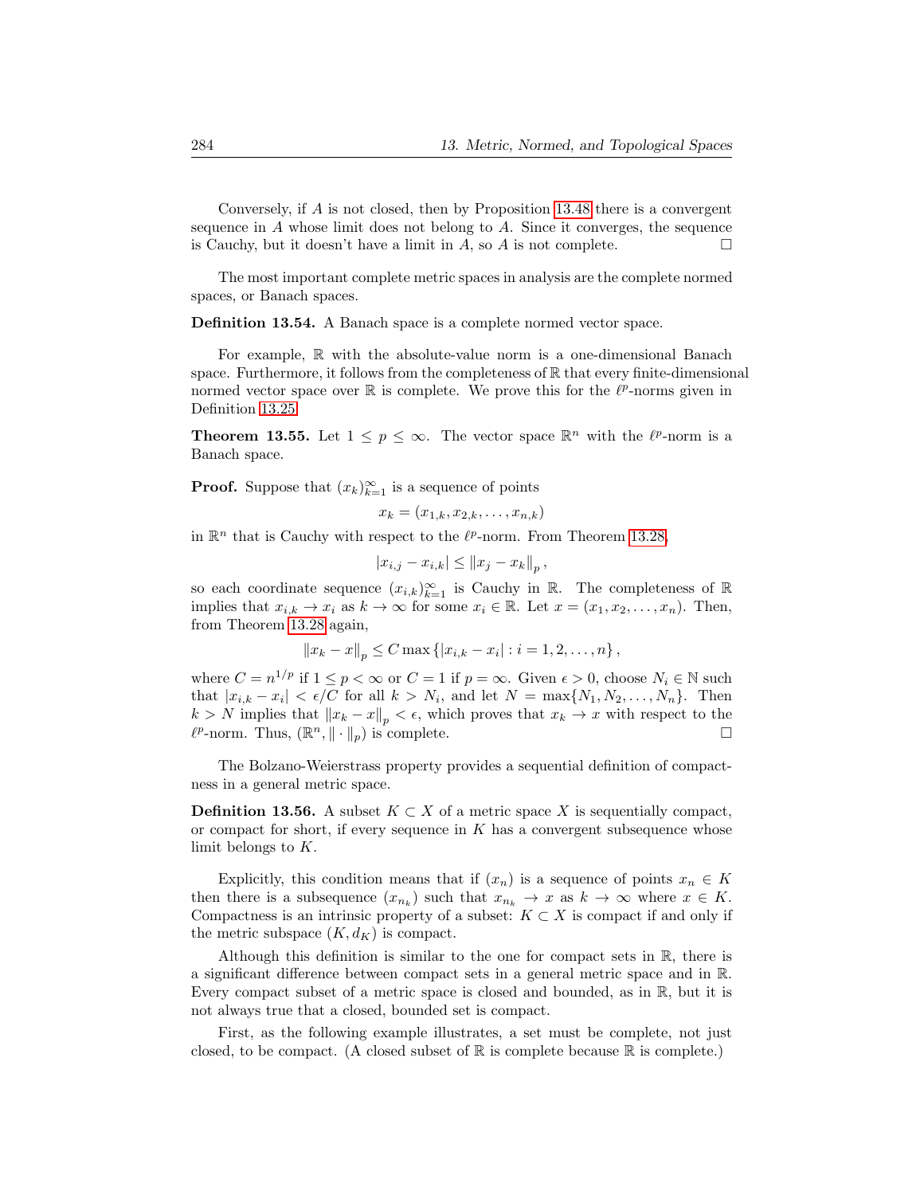Conversely, if $A$ is not closed, then by Proposition 13.48 there is a convergent sequence in $A$ whose limit does not belong to $A$. Since it converges, the sequence is Cauchy, but it doesn't have a limit in $A$, so $A$ is not complete. □

The most important complete metric spaces in analysis are the complete normed spaces, or Banach spaces.

**Definition 13.54.** A Banach space is a complete normed vector space.

For example, $\mathbb{R}$ with the absolute-value norm is a one-dimensional Banach space. Furthermore, it follows from the completeness of $\mathbb{R}$ that every finite-dimensional normed vector space over $\mathbb{R}$ is complete. We prove this for the $\ell^p$-norms given in Definition 13.25.

**Theorem 13.55.** Let $1 \le p \le \infty$. The vector space $\mathbb{R}^n$ with the $\ell^p$-norm is a Banach space.

**Proof.** Suppose that $(x_k)_{k=1}^{\infty}$ is a sequence of points

$$x_k = (x_{1,k}, x_{2,k}, \ldots, x_{n,k})$$

in $\mathbb{R}^n$ that is Cauchy with respect to the $\ell^p$-norm. From Theorem 13.28,

$$|x_{i,j} - x_{i,k}| \le \|x_j - x_k\|_p\,,$$

so each coordinate sequence $(x_{i,k})_{k=1}^{\infty}$ is Cauchy in $\mathbb{R}$. The completeness of $\mathbb{R}$ implies that $x_{i,k} \to x_i$ as $k \to \infty$ for some $x_i \in \mathbb{R}$. Let $x = (x_1, x_2, \ldots, x_n)$. Then, from Theorem 13.28 again,

$$\|x_k - x\|_p \le C \max\{|x_{i,k} - x_i| : i = 1, 2, \ldots, n\}\,,$$

where $C = n^{1/p}$ if $1 \le p < \infty$ or $C = 1$ if $p = \infty$. Given $\epsilon > 0$, choose $N_i \in \mathbb{N}$ such that $|x_{i,k} - x_i| < \epsilon/C$ for all $k > N_i$, and let $N = \max\{N_1, N_2, \ldots, N_n\}$. Then $k > N$ implies that $\|x_k - x\|_p < \epsilon$, which proves that $x_k \to x$ with respect to the $\ell^p$-norm. Thus, $(\mathbb{R}^n, \|\cdot\|_p)$ is complete. □

The Bolzano-Weierstrass property provides a sequential definition of compactness in a general metric space.

**Definition 13.56.** A subset $K \subset X$ of a metric space $X$ is sequentially compact, or compact for short, if every sequence in $K$ has a convergent subsequence whose limit belongs to $K$.

Explicitly, this condition means that if $(x_n)$ is a sequence of points $x_n \in K$ then there is a subsequence $(x_{n_k})$ such that $x_{n_k} \to x$ as $k \to \infty$ where $x \in K$. Compactness is an intrinsic property of a subset: $K \subset X$ is compact if and only if the metric subspace $(K, d_K)$ is compact.

Although this definition is similar to the one for compact sets in $\mathbb{R}$, there is a significant difference between compact sets in a general metric space and in $\mathbb{R}$. Every compact subset of a metric space is closed and bounded, as in $\mathbb{R}$, but it is not always true that a closed, bounded set is compact.

First, as the following example illustrates, a set must be complete, not just closed, to be compact. (A closed subset of $\mathbb{R}$ is complete because $\mathbb{R}$ is complete.)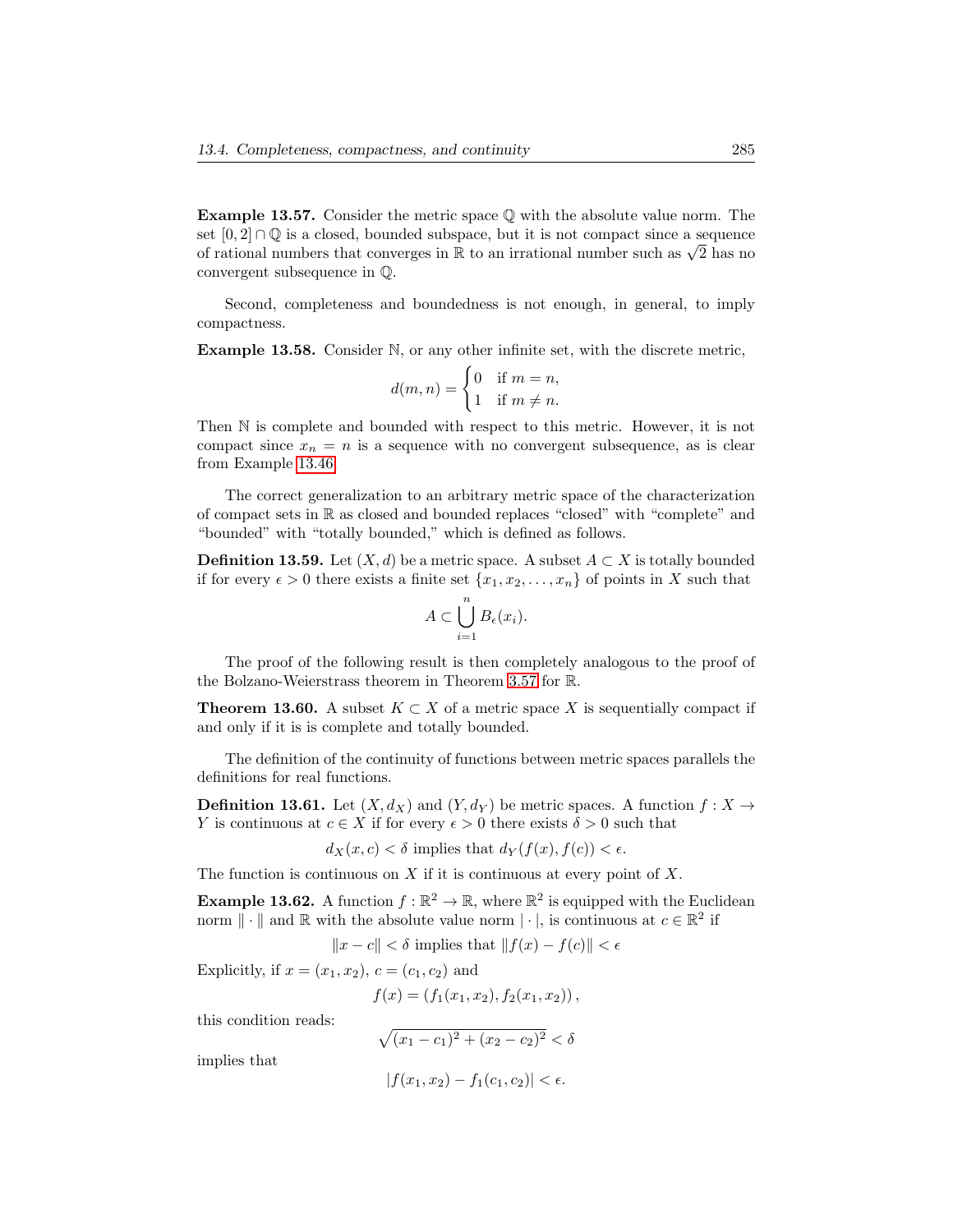**Example 13.57.** Consider the metric space $\mathbb{Q}$ with the absolute value norm. The set $[0, 2] \cap \mathbb{Q}$ is a closed, bounded subspace, but it is not compact since a sequence of rational numbers that converges in $\mathbb{R}$ to an irrational number such as $\sqrt{2}$ has no convergent subsequence in $\mathbb{Q}$.

Second, completeness and boundedness is not enough, in general, to imply compactness.

**Example 13.58.** Consider $\mathbb{N}$, or any other infinite set, with the discrete metric,

$$d(m, n) = \begin{cases} 0 & \text{if } m = n, \\ 1 & \text{if } m \neq n. \end{cases}$$

Then $\mathbb{N}$ is complete and bounded with respect to this metric. However, it is not compact since $x_n = n$ is a sequence with no convergent subsequence, as is clear from Example 13.46.

The correct generalization to an arbitrary metric space of the characterization of compact sets in $\mathbb{R}$ as closed and bounded replaces "closed" with "complete" and "bounded" with "totally bounded," which is defined as follows.

**Definition 13.59.** Let $(X, d)$ be a metric space. A subset $A \subset X$ is totally bounded if for every $\epsilon > 0$ there exists a finite set $\{x_1, x_2, \ldots, x_n\}$ of points in $X$ such that

$$A \subset \bigcup_{i=1}^{n} B_\epsilon(x_i).$$

The proof of the following result is then completely analogous to the proof of the Bolzano-Weierstrass theorem in Theorem 3.57 for $\mathbb{R}$.

**Theorem 13.60.** A subset $K \subset X$ of a metric space $X$ is sequentially compact if and only if it is is complete and totally bounded.

The definition of the continuity of functions between metric spaces parallels the definitions for real functions.

**Definition 13.61.** Let $(X, d_X)$ and $(Y, d_Y)$ be metric spaces. A function $f : X \to Y$ is continuous at $c \in X$ if for every $\epsilon > 0$ there exists $\delta > 0$ such that

$$d_X(x, c) < \delta \text{ implies that } d_Y(f(x), f(c)) < \epsilon.$$

The function is continuous on $X$ if it is continuous at every point of $X$.

**Example 13.62.** A function $f : \mathbb{R}^2 \to \mathbb{R}$, where $\mathbb{R}^2$ is equipped with the Euclidean norm $\|\cdot\|$ and $\mathbb{R}$ with the absolute value norm $|\cdot|$, is continuous at $c \in \mathbb{R}^2$ if

$$\|x - c\| < \delta \text{ implies that } \|f(x) - f(c)\| < \epsilon$$

Explicitly, if $x = (x_1, x_2)$, $c = (c_1, c_2)$ and

$$f(x) = (f_1(x_1, x_2), f_2(x_1, x_2)),$$

this condition reads:

$$\sqrt{(x_1 - c_1)^2 + (x_2 - c_2)^2} < \delta$$

implies that

$$|f(x_1, x_2) - f_1(c_1, c_2)| < \epsilon.$$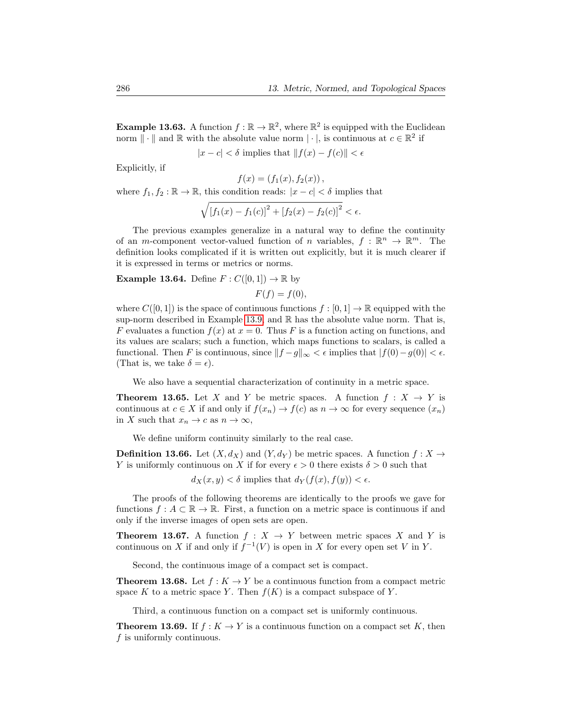**Example 13.63.** A function $f : \mathbb{R} \to \mathbb{R}^2$, where $\mathbb{R}^2$ is equipped with the Euclidean norm $\|\cdot\|$ and $\mathbb{R}$ with the absolute value norm $|\cdot|$, is continuous at $c \in \mathbb{R}^2$ if

$$|x - c| < \delta \text{ implies that } \|f(x) - f(c)\| < \epsilon$$

Explicitly, if

$$f(x) = (f_1(x), f_2(x)),$$

where $f_1, f_2 : \mathbb{R} \to \mathbb{R}$, this condition reads: $|x - c| < \delta$ implies that

$$\sqrt{[f_1(x) - f_1(c)]^2 + [f_2(x) - f_2(c)]^2} < \epsilon.$$

The previous examples generalize in a natural way to define the continuity of an $m$-component vector-valued function of $n$ variables, $f : \mathbb{R}^n \to \mathbb{R}^m$. The definition looks complicated if it is written out explicitly, but it is much clearer if it is expressed in terms or metrics or norms.

**Example 13.64.** Define $F : C([0, 1]) \to \mathbb{R}$ by

$$F(f) = f(0),$$

where $C([0, 1])$ is the space of continuous functions $f : [0, 1] \to \mathbb{R}$ equipped with the sup-norm described in Example 13.9, and $\mathbb{R}$ has the absolute value norm. That is, $F$ evaluates a function $f(x)$ at $x = 0$. Thus $F$ is a function acting on functions, and its values are scalars; such a function, which maps functions to scalars, is called a functional. Then $F$ is continuous, since $\|f - g\|_\infty < \epsilon$ implies that $|f(0) - g(0)| < \epsilon$. (That is, we take $\delta = \epsilon$).

We also have a sequential characterization of continuity in a metric space.

**Theorem 13.65.** Let $X$ and $Y$ be metric spaces. A function $f : X \to Y$ is continuous at $c \in X$ if and only if $f(x_n) \to f(c)$ as $n \to \infty$ for every sequence $(x_n)$ in $X$ such that $x_n \to c$ as $n \to \infty$,

We define uniform continuity similarly to the real case.

**Definition 13.66.** Let $(X, d_X)$ and $(Y, d_Y)$ be metric spaces. A function $f : X \to Y$ is uniformly continuous on $X$ if for every $\epsilon > 0$ there exists $\delta > 0$ such that

$$d_X(x, y) < \delta \text{ implies that } d_Y(f(x), f(y)) < \epsilon.$$

The proofs of the following theorems are identically to the proofs we gave for functions $f : A \subset \mathbb{R} \to \mathbb{R}$. First, a function on a metric space is continuous if and only if the inverse images of open sets are open.

**Theorem 13.67.** A function $f : X \to Y$ between metric spaces $X$ and $Y$ is continuous on $X$ if and only if $f^{-1}(V)$ is open in $X$ for every open set $V$ in $Y$.

Second, the continuous image of a compact set is compact.

**Theorem 13.68.** Let $f : K \to Y$ be a continuous function from a compact metric space $K$ to a metric space $Y$. Then $f(K)$ is a compact subspace of $Y$.

Third, a continuous function on a compact set is uniformly continuous.

**Theorem 13.69.** If $f : K \to Y$ is a continuous function on a compact set $K$, then $f$ is uniformly continuous.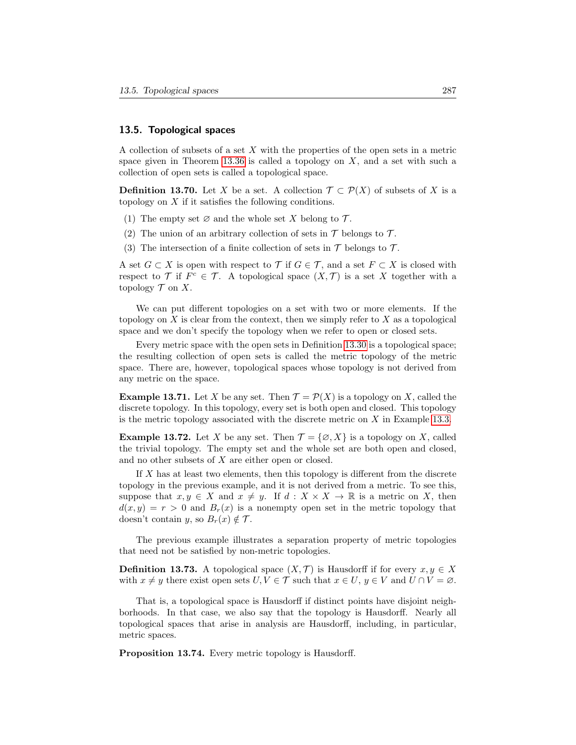## 13.5. Topological spaces

A collection of subsets of a set $X$ with the properties of the open sets in a metric space given in Theorem 13.36 is called a topology on $X$, and a set with such a collection of open sets is called a topological space.

**Definition 13.70.** Let $X$ be a set. A collection $\mathcal{T} \subset \mathcal{P}(X)$ of subsets of $X$ is a topology on $X$ if it satisfies the following conditions.

(1) The empty set $\varnothing$ and the whole set $X$ belong to $\mathcal{T}$.

(2) The union of an arbitrary collection of sets in $\mathcal{T}$ belongs to $\mathcal{T}$.

(3) The intersection of a finite collection of sets in $\mathcal{T}$ belongs to $\mathcal{T}$.

A set $G \subset X$ is open with respect to $\mathcal{T}$ if $G \in \mathcal{T}$, and a set $F \subset X$ is closed with respect to $\mathcal{T}$ if $F^c \in \mathcal{T}$. A topological space $(X, \mathcal{T})$ is a set $X$ together with a topology $\mathcal{T}$ on $X$.

We can put different topologies on a set with two or more elements. If the topology on $X$ is clear from the context, then we simply refer to $X$ as a topological space and we don't specify the topology when we refer to open or closed sets.

Every metric space with the open sets in Definition 13.30 is a topological space; the resulting collection of open sets is called the metric topology of the metric space. There are, however, topological spaces whose topology is not derived from any metric on the space.

**Example 13.71.** Let $X$ be any set. Then $\mathcal{T} = \mathcal{P}(X)$ is a topology on $X$, called the discrete topology. In this topology, every set is both open and closed. This topology is the metric topology associated with the discrete metric on $X$ in Example 13.3.

**Example 13.72.** Let $X$ be any set. Then $\mathcal{T} = \{\varnothing, X\}$ is a topology on $X$, called the trivial topology. The empty set and the whole set are both open and closed, and no other subsets of $X$ are either open or closed.

If $X$ has at least two elements, then this topology is different from the discrete topology in the previous example, and it is not derived from a metric. To see this, suppose that $x, y \in X$ and $x \neq y$. If $d : X \times X \to \mathbb{R}$ is a metric on $X$, then $d(x, y) = r > 0$ and $B_r(x)$ is a nonempty open set in the metric topology that doesn't contain $y$, so $B_r(x) \notin \mathcal{T}$.

The previous example illustrates a separation property of metric topologies that need not be satisfied by non-metric topologies.

**Definition 13.73.** A topological space $(X, \mathcal{T})$ is Hausdorff if for every $x, y \in X$ with $x \neq y$ there exist open sets $U, V \in \mathcal{T}$ such that $x \in U$, $y \in V$ and $U \cap V = \varnothing$.

That is, a topological space is Hausdorff if distinct points have disjoint neighborhoods. In that case, we also say that the topology is Hausdorff. Nearly all topological spaces that arise in analysis are Hausdorff, including, in particular, metric spaces.

**Proposition 13.74.** Every metric topology is Hausdorff.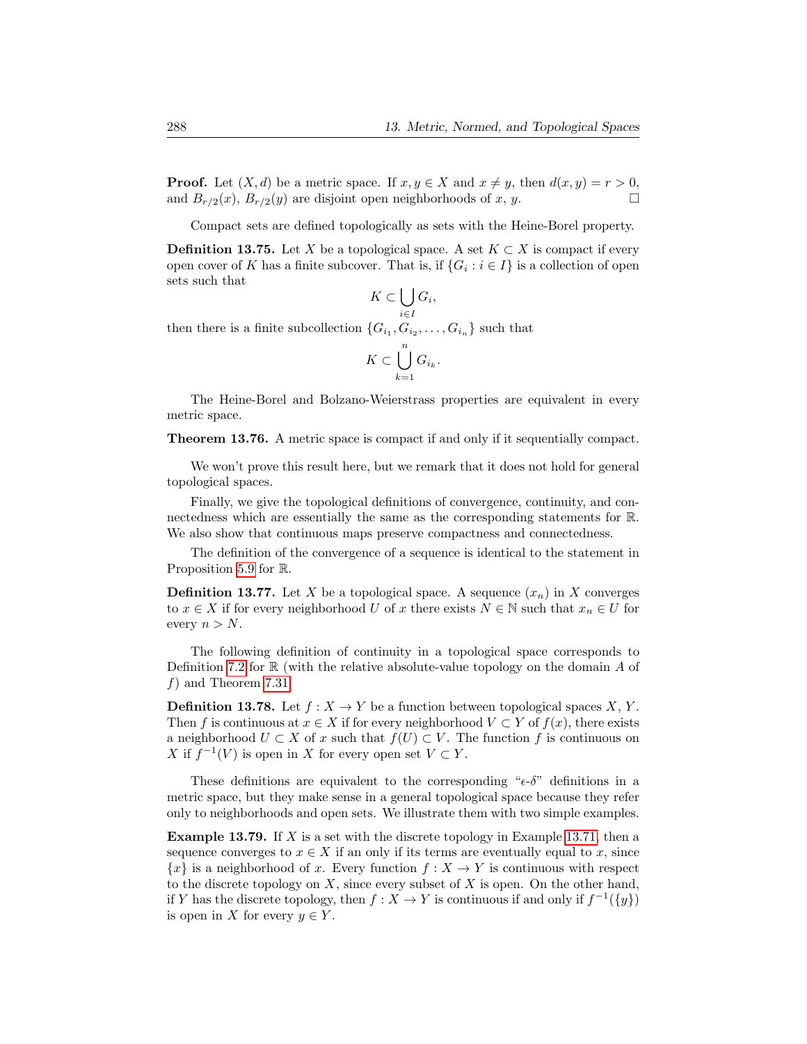**Proof.** Let $(X, d)$ be a metric space. If $x, y \in X$ and $x \neq y$, then $d(x, y) = r > 0$, and $B_{r/2}(x)$, $B_{r/2}(y)$ are disjoint open neighborhoods of $x$, $y$. $\square$

Compact sets are defined topologically as sets with the Heine-Borel property.

**Definition 13.75.** Let $X$ be a topological space. A set $K \subset X$ is compact if every open cover of $K$ has a finite subcover. That is, if $\{G_i : i \in I\}$ is a collection of open sets such that

$$K \subset \bigcup_{i \in I} G_i,$$

then there is a finite subcollection $\{G_{i_1}, G_{i_2}, \ldots, G_{i_n}\}$ such that

$$K \subset \bigcup_{k=1}^{n} G_{i_k}.$$

The Heine-Borel and Bolzano-Weierstrass properties are equivalent in every metric space.

**Theorem 13.76.** A metric space is compact if and only if it sequentially compact.

We won't prove this result here, but we remark that it does not hold for general topological spaces.

Finally, we give the topological definitions of convergence, continuity, and connectedness which are essentially the same as the corresponding statements for $\mathbb{R}$. We also show that continuous maps preserve compactness and connectedness.

The definition of the convergence of a sequence is identical to the statement in Proposition 5.9 for $\mathbb{R}$.

**Definition 13.77.** Let $X$ be a topological space. A sequence $(x_n)$ in $X$ converges to $x \in X$ if for every neighborhood $U$ of $x$ there exists $N \in \mathbb{N}$ such that $x_n \in U$ for every $n > N$.

The following definition of continuity in a topological space corresponds to Definition 7.2 for $\mathbb{R}$ (with the relative absolute-value topology on the domain $A$ of $f$) and Theorem 7.31.

**Definition 13.78.** Let $f : X \to Y$ be a function between topological spaces $X$, $Y$. Then $f$ is continuous at $x \in X$ if for every neighborhood $V \subset Y$ of $f(x)$, there exists a neighborhood $U \subset X$ of $x$ such that $f(U) \subset V$. The function $f$ is continuous on $X$ if $f^{-1}(V)$ is open in $X$ for every open set $V \subset Y$.

These definitions are equivalent to the corresponding "$\epsilon$-$\delta$" definitions in a metric space, but they make sense in a general topological space because they refer only to neighborhoods and open sets. We illustrate them with two simple examples.

**Example 13.79.** If $X$ is a set with the discrete topology in Example 13.71, then a sequence converges to $x \in X$ if an only if its terms are eventually equal to $x$, since $\{x\}$ is a neighborhood of $x$. Every function $f : X \to Y$ is continuous with respect to the discrete topology on $X$, since every subset of $X$ is open. On the other hand, if $Y$ has the discrete topology, then $f : X \to Y$ is continuous if and only if $f^{-1}(\{y\})$ is open in $X$ for every $y \in Y$.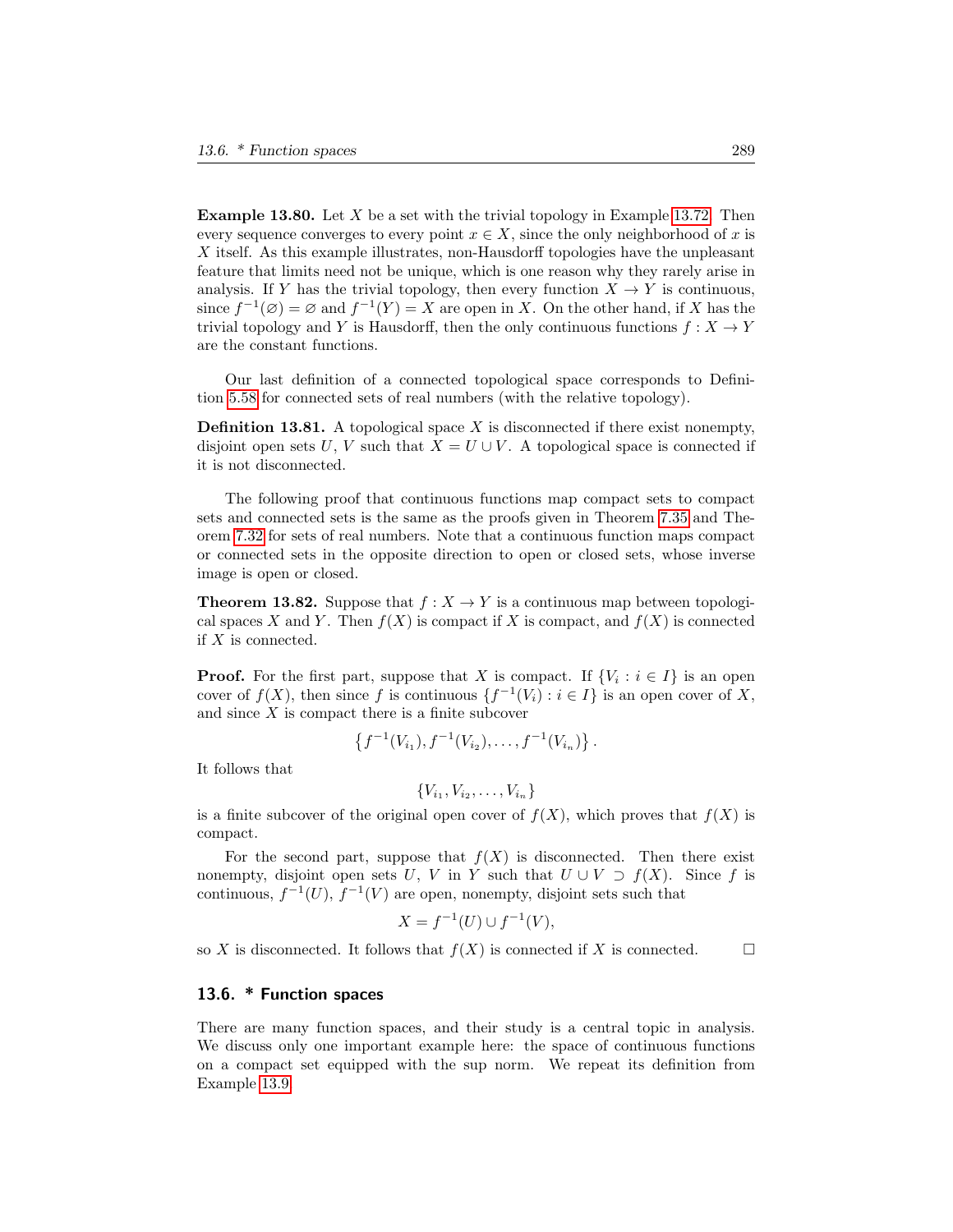**Example 13.80.** Let $X$ be a set with the trivial topology in Example 13.72. Then every sequence converges to every point $x \in X$, since the only neighborhood of $x$ is $X$ itself. As this example illustrates, non-Hausdorff topologies have the unpleasant feature that limits need not be unique, which is one reason why they rarely arise in analysis. If $Y$ has the trivial topology, then every function $X \to Y$ is continuous, since $f^{-1}(\varnothing) = \varnothing$ and $f^{-1}(Y) = X$ are open in $X$. On the other hand, if $X$ has the trivial topology and $Y$ is Hausdorff, then the only continuous functions $f : X \to Y$ are the constant functions.

Our last definition of a connected topological space corresponds to Definition 5.58 for connected sets of real numbers (with the relative topology).

**Definition 13.81.** A topological space $X$ is disconnected if there exist nonempty, disjoint open sets $U$, $V$ such that $X = U \cup V$. A topological space is connected if it is not disconnected.

The following proof that continuous functions map compact sets to compact sets and connected sets is the same as the proofs given in Theorem 7.35 and Theorem 7.32 for sets of real numbers. Note that a continuous function maps compact or connected sets in the opposite direction to open or closed sets, whose inverse image is open or closed.

**Theorem 13.82.** Suppose that $f : X \to Y$ is a continuous map between topological spaces $X$ and $Y$. Then $f(X)$ is compact if $X$ is compact, and $f(X)$ is connected if $X$ is connected.

**Proof.** For the first part, suppose that $X$ is compact. If $\{V_i : i \in I\}$ is an open cover of $f(X)$, then since $f$ is continuous $\{f^{-1}(V_i) : i \in I\}$ is an open cover of $X$, and since $X$ is compact there is a finite subcover

$$\left\{f^{-1}(V_{i_1}), f^{-1}(V_{i_2}), \dots, f^{-1}(V_{i_n})\right\}.$$

It follows that

$$\{V_{i_1}, V_{i_2}, \dots, V_{i_n}\}$$

is a finite subcover of the original open cover of $f(X)$, which proves that $f(X)$ is compact.

For the second part, suppose that $f(X)$ is disconnected. Then there exist nonempty, disjoint open sets $U$, $V$ in $Y$ such that $U \cup V \supset f(X)$. Since $f$ is continuous, $f^{-1}(U)$, $f^{-1}(V)$ are open, nonempty, disjoint sets such that

$$X = f^{-1}(U) \cup f^{-1}(V),$$

so $X$ is disconnected. It follows that $f(X)$ is connected if $X$ is connected. $\square$

## 13.6. * Function spaces

There are many function spaces, and their study is a central topic in analysis. We discuss only one important example here: the space of continuous functions on a compact set equipped with the sup norm. We repeat its definition from Example 13.9.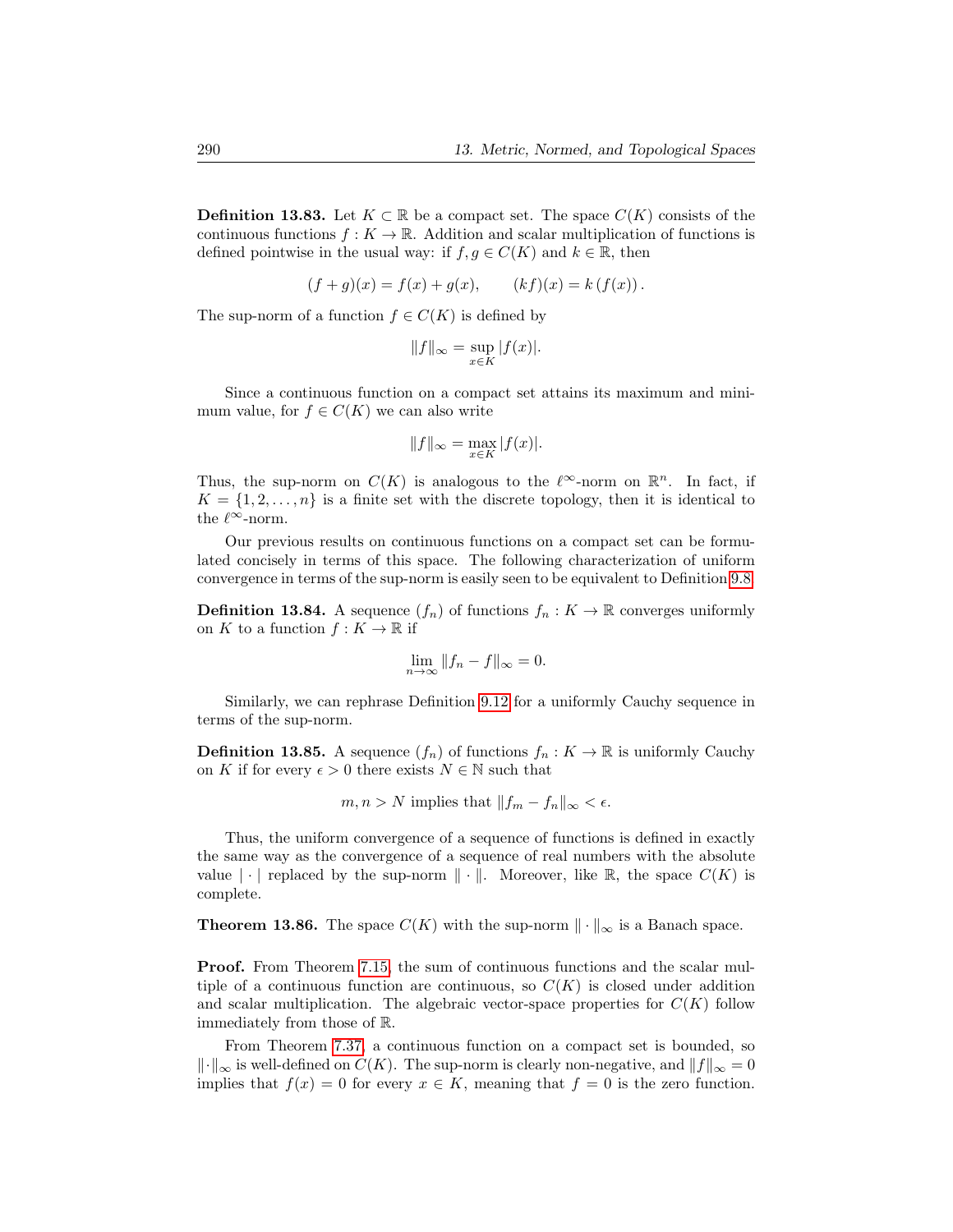**Definition 13.83.** Let $K \subset \mathbb{R}$ be a compact set. The space $C(K)$ consists of the continuous functions $f : K \to \mathbb{R}$. Addition and scalar multiplication of functions is defined pointwise in the usual way: if $f, g \in C(K)$ and $k \in \mathbb{R}$, then

$$(f + g)(x) = f(x) + g(x), \qquad (kf)(x) = k\,(f(x))\,.$$

The sup-norm of a function $f \in C(K)$ is defined by

$$\|f\|_\infty = \sup_{x \in K} |f(x)|.$$

Since a continuous function on a compact set attains its maximum and minimum value, for $f \in C(K)$ we can also write

$$\|f\|_\infty = \max_{x \in K} |f(x)|.$$

Thus, the sup-norm on $C(K)$ is analogous to the $\ell^\infty$-norm on $\mathbb{R}^n$. In fact, if $K = \{1, 2, \dots, n\}$ is a finite set with the discrete topology, then it is identical to the $\ell^\infty$-norm.

Our previous results on continuous functions on a compact set can be formulated concisely in terms of this space. The following characterization of uniform convergence in terms of the sup-norm is easily seen to be equivalent to Definition 9.8.

**Definition 13.84.** A sequence $(f_n)$ of functions $f_n : K \to \mathbb{R}$ converges uniformly on $K$ to a function $f : K \to \mathbb{R}$ if

$$\lim_{n\to\infty} \|f_n - f\|_\infty = 0.$$

Similarly, we can rephrase Definition 9.12 for a uniformly Cauchy sequence in terms of the sup-norm.

**Definition 13.85.** A sequence $(f_n)$ of functions $f_n : K \to \mathbb{R}$ is uniformly Cauchy on $K$ if for every $\epsilon > 0$ there exists $N \in \mathbb{N}$ such that

$$m, n > N \text{ implies that } \|f_m - f_n\|_\infty < \epsilon.$$

Thus, the uniform convergence of a sequence of functions is defined in exactly the same way as the convergence of a sequence of real numbers with the absolute value $|\cdot|$ replaced by the sup-norm $\|\cdot\|$. Moreover, like $\mathbb{R}$, the space $C(K)$ is complete.

**Theorem 13.86.** The space $C(K)$ with the sup-norm $\|\cdot\|_\infty$ is a Banach space.

**Proof.** From Theorem 7.15, the sum of continuous functions and the scalar multiple of a continuous function are continuous, so $C(K)$ is closed under addition and scalar multiplication. The algebraic vector-space properties for $C(K)$ follow immediately from those of $\mathbb{R}$.

From Theorem 7.37, a continuous function on a compact set is bounded, so $\|\cdot\|_\infty$ is well-defined on $C(K)$. The sup-norm is clearly non-negative, and $\|f\|_\infty = 0$ implies that $f(x) = 0$ for every $x \in K$, meaning that $f = 0$ is the zero function.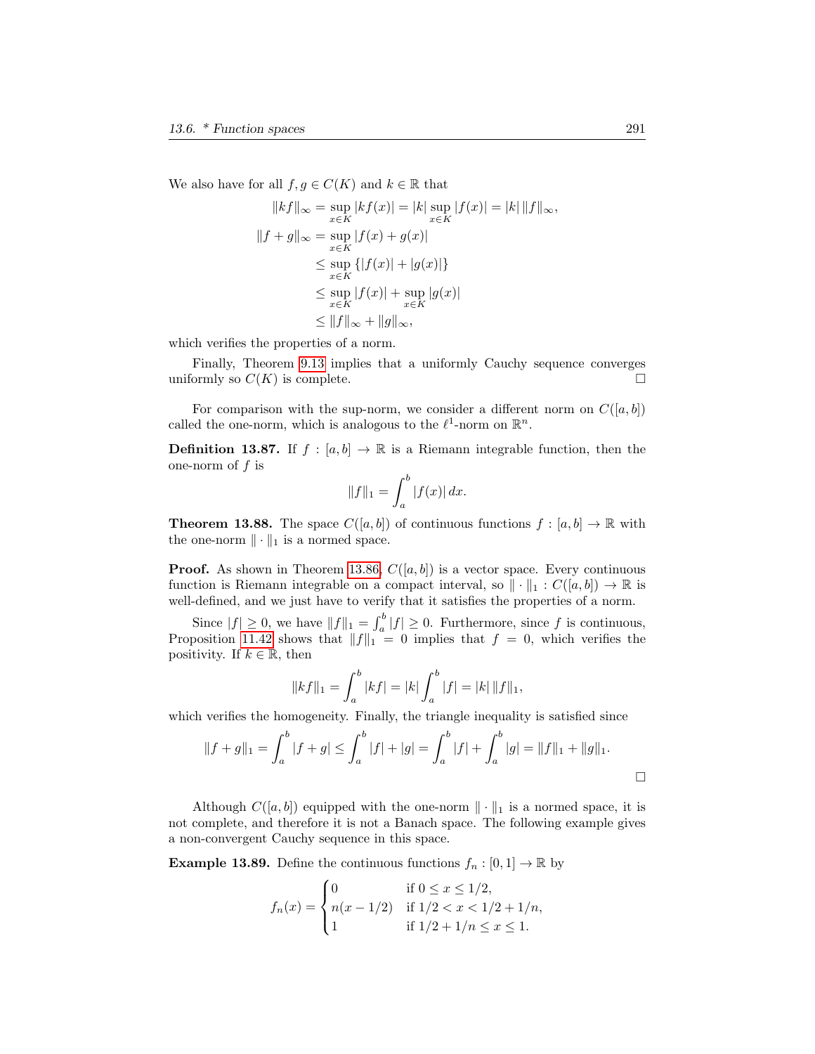We also have for all $f, g \in C(K)$ and $k \in \mathbb{R}$ that

$$\begin{aligned}
\|kf\|_\infty &= \sup_{x\in K} |kf(x)| = |k| \sup_{x\in K} |f(x)| = |k|\, \|f\|_\infty, \\
\|f+g\|_\infty &= \sup_{x\in K} |f(x)+g(x)| \\
&\le \sup_{x\in K} \{|f(x)| + |g(x)|\} \\
&\le \sup_{x\in K} |f(x)| + \sup_{x\in K} |g(x)| \\
&\le \|f\|_\infty + \|g\|_\infty,
\end{aligned}$$

which verifies the properties of a norm.

Finally, Theorem 9.13 implies that a uniformly Cauchy sequence converges uniformly so $C(K)$ is complete. □

For comparison with the sup-norm, we consider a different norm on $C([a, b])$ called the one-norm, which is analogous to the $\ell^1$-norm on $\mathbb{R}^n$.

**Definition 13.87.** If $f : [a, b] \to \mathbb{R}$ is a Riemann integrable function, then the one-norm of $f$ is

$$\|f\|_1 = \int_a^b |f(x)|\, dx.$$

**Theorem 13.88.** *The space $C([a, b])$ of continuous functions $f : [a, b] \to \mathbb{R}$ with the one-norm $\|\cdot\|_1$ is a normed space.*

**Proof.** As shown in Theorem 13.86, $C([a, b])$ is a vector space. Every continuous function is Riemann integrable on a compact interval, so $\|\cdot\|_1 : C([a, b]) \to \mathbb{R}$ is well-defined, and we just have to verify that it satisfies the properties of a norm.

Since $|f| \ge 0$, we have $\|f\|_1 = \int_a^b |f| \ge 0$. Furthermore, since $f$ is continuous, Proposition 11.42 shows that $\|f\|_1 = 0$ implies that $f = 0$, which verifies the positivity. If $k \in \mathbb{R}$, then

$$\|kf\|_1 = \int_a^b |kf| = |k| \int_a^b |f| = |k|\, \|f\|_1,$$

which verifies the homogeneity. Finally, the triangle inequality is satisfied since

$$\|f+g\|_1 = \int_a^b |f+g| \le \int_a^b |f| + |g| = \int_a^b |f| + \int_a^b |g| = \|f\|_1 + \|g\|_1.$$

□

Although $C([a, b])$ equipped with the one-norm $\|\cdot\|_1$ is a normed space, it is not complete, and therefore it is not a Banach space. The following example gives a non-convergent Cauchy sequence in this space.

**Example 13.89.** Define the continuous functions $f_n : [0, 1] \to \mathbb{R}$ by

$$f_n(x) = \begin{cases} 0 & \text{if } 0 \le x \le 1/2, \\ n(x - 1/2) & \text{if } 1/2 < x < 1/2 + 1/n, \\ 1 & \text{if } 1/2 + 1/n \le x \le 1. \end{cases}$$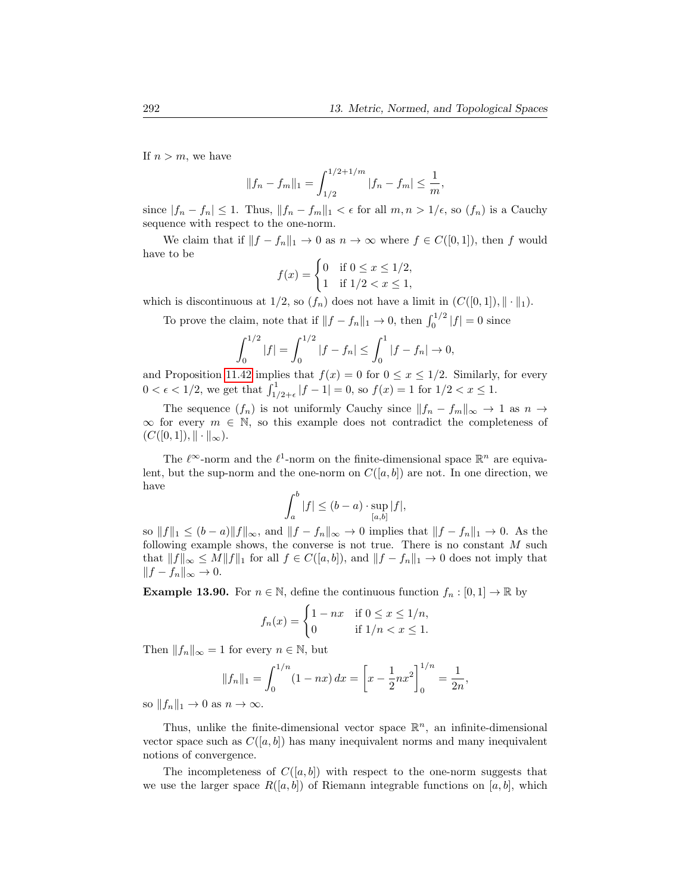If $n > m$, we have

$$\|f_n - f_m\|_1 = \int_{1/2}^{1/2+1/m} |f_n - f_m| \le \frac{1}{m},$$

since $|f_n - f_n| \le 1$. Thus, $\|f_n - f_m\|_1 < \epsilon$ for all $m, n > 1/\epsilon$, so $(f_n)$ is a Cauchy sequence with respect to the one-norm.

We claim that if $\|f - f_n\|_1 \to 0$ as $n \to \infty$ where $f \in C([0,1])$, then $f$ would have to be

$$f(x) = \begin{cases} 0 & \text{if } 0 \le x \le 1/2, \\ 1 & \text{if } 1/2 < x \le 1, \end{cases}$$

which is discontinuous at $1/2$, so $(f_n)$ does not have a limit in $(C([0,1]), \|\cdot\|_1)$.

To prove the claim, note that if $\|f - f_n\|_1 \to 0$, then $\int_0^{1/2} |f| = 0$ since

$$\int_0^{1/2} |f| = \int_0^{1/2} |f - f_n| \le \int_0^1 |f - f_n| \to 0,$$

and Proposition 11.42 implies that $f(x) = 0$ for $0 \le x \le 1/2$. Similarly, for every $0 < \epsilon < 1/2$, we get that $\int_{1/2+\epsilon}^1 |f - 1| = 0$, so $f(x) = 1$ for $1/2 < x \le 1$.

The sequence $(f_n)$ is not uniformly Cauchy since $\|f_n - f_m\|_\infty \to 1$ as $n \to \infty$ for every $m \in \mathbb{N}$, so this example does not contradict the completeness of $(C([0,1]), \|\cdot\|_\infty)$.

The $\ell^\infty$-norm and the $\ell^1$-norm on the finite-dimensional space $\mathbb{R}^n$ are equivalent, but the sup-norm and the one-norm on $C([a,b])$ are not. In one direction, we have

$$\int_a^b |f| \le (b-a) \cdot \sup_{[a,b]} |f|,$$

so $\|f\|_1 \le (b-a)\|f\|_\infty$, and $\|f - f_n\|_\infty \to 0$ implies that $\|f - f_n\|_1 \to 0$. As the following example shows, the converse is not true. There is no constant $M$ such that $\|f\|_\infty \le M\|f\|_1$ for all $f \in C([a,b])$, and $\|f - f_n\|_1 \to 0$ does not imply that $\|f - f_n\|_\infty \to 0$.

**Example 13.90.** For $n \in \mathbb{N}$, define the continuous function $f_n : [0,1] \to \mathbb{R}$ by

$$f_n(x) = \begin{cases} 1 - nx & \text{if } 0 \le x \le 1/n, \\ 0 & \text{if } 1/n < x \le 1. \end{cases}$$

Then $\|f_n\|_\infty = 1$ for every $n \in \mathbb{N}$, but

$$\|f_n\|_1 = \int_0^{1/n} (1 - nx)\, dx = \left[ x - \frac{1}{2} n x^2 \right]_0^{1/n} = \frac{1}{2n},$$

so $\|f_n\|_1 \to 0$ as $n \to \infty$.

Thus, unlike the finite-dimensional vector space $\mathbb{R}^n$, an infinite-dimensional vector space such as $C([a,b])$ has many inequivalent norms and many inequivalent notions of convergence.

The incompleteness of $C([a,b])$ with respect to the one-norm suggests that we use the larger space $R([a,b])$ of Riemann integrable functions on $[a,b]$, which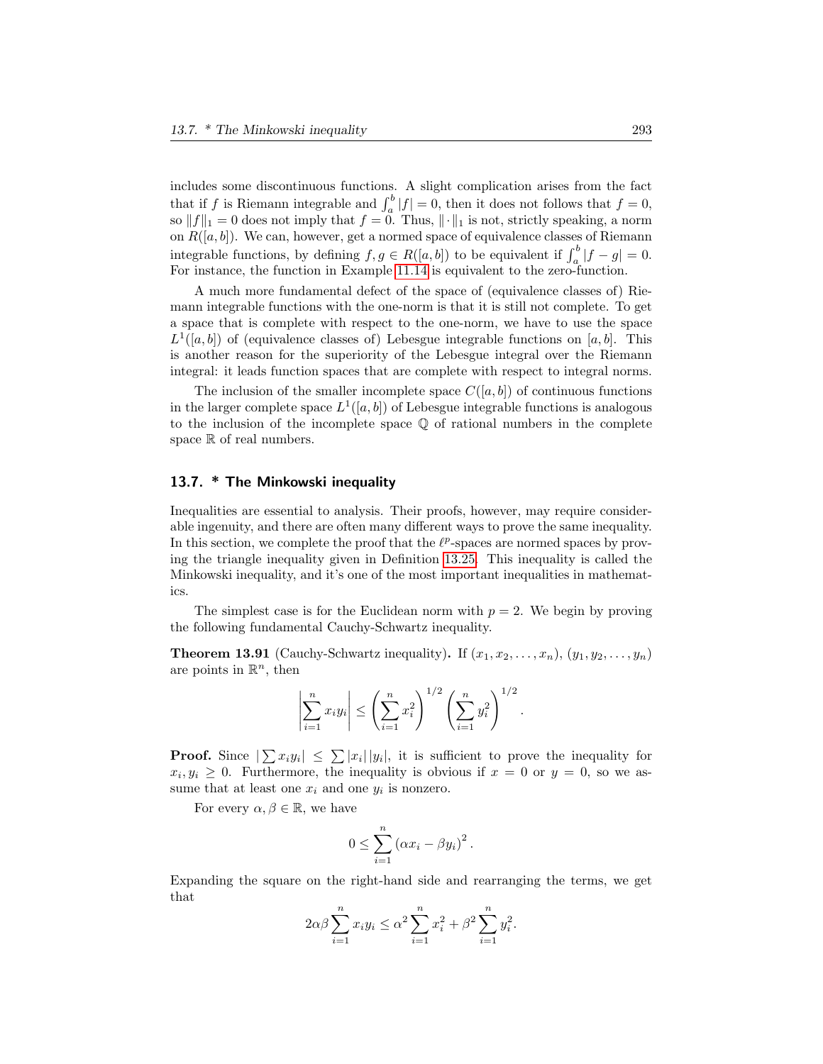includes some discontinuous functions. A slight complication arises from the fact that if $f$ is Riemann integrable and $\int_a^b |f| = 0$, then it does not follows that $f = 0$, so $\|f\|_1 = 0$ does not imply that $f = 0$. Thus, $\|\cdot\|_1$ is not, strictly speaking, a norm on $R([a, b])$. We can, however, get a normed space of equivalence classes of Riemann integrable functions, by defining $f, g \in R([a, b])$ to be equivalent if $\int_a^b |f - g| = 0$. For instance, the function in Example 11.14 is equivalent to the zero-function.

A much more fundamental defect of the space of (equivalence classes of) Riemann integrable functions with the one-norm is that it is still not complete. To get a space that is complete with respect to the one-norm, we have to use the space $L^1([a, b])$ of (equivalence classes of) Lebesgue integrable functions on $[a, b]$. This is another reason for the superiority of the Lebesgue integral over the Riemann integral: it leads function spaces that are complete with respect to integral norms.

The inclusion of the smaller incomplete space $C([a, b])$ of continuous functions in the larger complete space $L^1([a, b])$ of Lebesgue integrable functions is analogous to the inclusion of the incomplete space $\mathbb{Q}$ of rational numbers in the complete space $\mathbb{R}$ of real numbers.

## 13.7. * The Minkowski inequality

Inequalities are essential to analysis. Their proofs, however, may require considerable ingenuity, and there are often many different ways to prove the same inequality. In this section, we complete the proof that the $\ell^p$-spaces are normed spaces by proving the triangle inequality given in Definition 13.25. This inequality is called the Minkowski inequality, and it's one of the most important inequalities in mathematics.

The simplest case is for the Euclidean norm with $p = 2$. We begin by proving the following fundamental Cauchy-Schwartz inequality.

**Theorem 13.91** (Cauchy-Schwartz inequality)**.** If $(x_1, x_2, \dots, x_n)$, $(y_1, y_2, \dots, y_n)$ are points in $\mathbb{R}^n$, then

$$\left|\sum_{i=1}^n x_i y_i\right| \le \left(\sum_{i=1}^n x_i^2\right)^{1/2} \left(\sum_{i=1}^n y_i^2\right)^{1/2}.$$

**Proof.** Since $|\sum x_i y_i| \le \sum |x_i||y_i|$, it is sufficient to prove the inequality for $x_i, y_i \ge 0$. Furthermore, the inequality is obvious if $x = 0$ or $y = 0$, so we assume that at least one $x_i$ and one $y_i$ is nonzero.

For every $\alpha, \beta \in \mathbb{R}$, we have

$$0 \le \sum_{i=1}^n (\alpha x_i - \beta y_i)^2.$$

Expanding the square on the right-hand side and rearranging the terms, we get that

$$2\alpha\beta \sum_{i=1}^n x_i y_i \le \alpha^2 \sum_{i=1}^n x_i^2 + \beta^2 \sum_{i=1}^n y_i^2.$$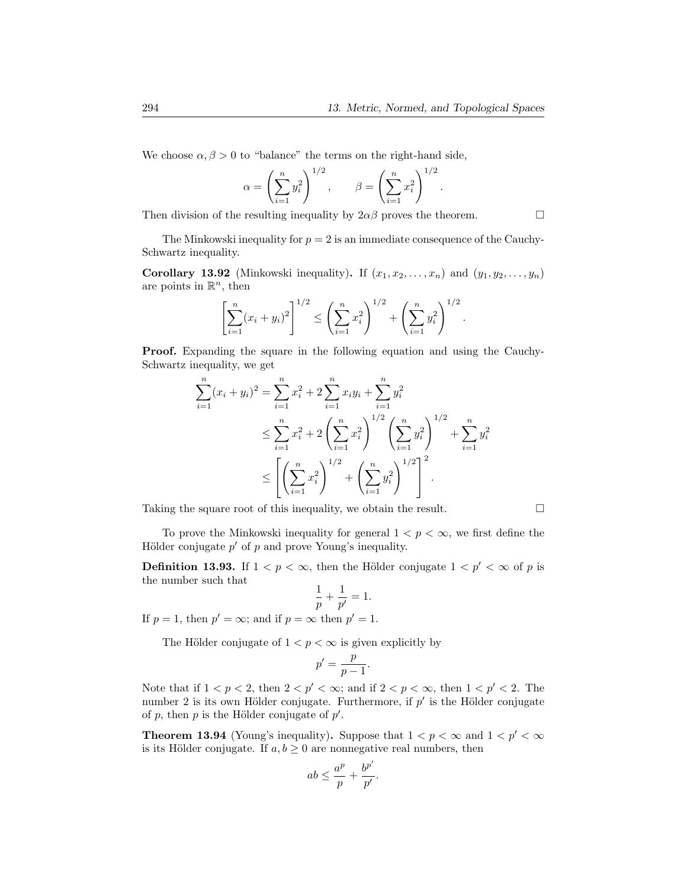We choose $\alpha, \beta > 0$ to "balance" the terms on the right-hand side,

$$\alpha = \left(\sum_{i=1}^{n} y_i^2\right)^{1/2}, \qquad \beta = \left(\sum_{i=1}^{n} x_i^2\right)^{1/2}.$$

Then division of the resulting inequality by $2\alpha\beta$ proves the theorem. □

The Minkowski inequality for $p = 2$ is an immediate consequence of the Cauchy-Schwartz inequality.

**Corollary 13.92** (Minkowski inequality)**.** If $(x_1, x_2, \ldots, x_n)$ and $(y_1, y_2, \ldots, y_n)$ are points in $\mathbb{R}^n$, then

$$\left[\sum_{i=1}^{n} (x_i + y_i)^2\right]^{1/2} \leq \left(\sum_{i=1}^{n} x_i^2\right)^{1/2} + \left(\sum_{i=1}^{n} y_i^2\right)^{1/2}.$$

**Proof.** Expanding the square in the following equation and using the Cauchy-Schwartz inequality, we get

$$\begin{aligned}
\sum_{i=1}^{n} (x_i + y_i)^2 &= \sum_{i=1}^{n} x_i^2 + 2\sum_{i=1}^{n} x_i y_i + \sum_{i=1}^{n} y_i^2 \\
&\leq \sum_{i=1}^{n} x_i^2 + 2\left(\sum_{i=1}^{n} x_i^2\right)^{1/2}\left(\sum_{i=1}^{n} y_i^2\right)^{1/2} + \sum_{i=1}^{n} y_i^2 \\
&\leq \left[\left(\sum_{i=1}^{n} x_i^2\right)^{1/2} + \left(\sum_{i=1}^{n} y_i^2\right)^{1/2}\right]^2.
\end{aligned}$$

Taking the square root of this inequality, we obtain the result. □

To prove the Minkowski inequality for general $1 < p < \infty$, we first define the Hölder conjugate $p'$ of $p$ and prove Young's inequality.

**Definition 13.93.** If $1 < p < \infty$, then the Hölder conjugate $1 < p' < \infty$ of $p$ is the number such that

$$\frac{1}{p} + \frac{1}{p'} = 1.$$

If $p = 1$, then $p' = \infty$; and if $p = \infty$ then $p' = 1$.

The Hölder conjugate of $1 < p < \infty$ is given explicitly by

$$p' = \frac{p}{p-1}.$$

Note that if $1 < p < 2$, then $2 < p' < \infty$; and if $2 < p < \infty$, then $1 < p' < 2$. The number 2 is its own Hölder conjugate. Furthermore, if $p'$ is the Hölder conjugate of $p$, then $p$ is the Hölder conjugate of $p'$.

**Theorem 13.94** (Young's inequality)**.** Suppose that $1 < p < \infty$ and $1 < p' < \infty$ is its Hölder conjugate. If $a, b \geq 0$ are nonnegative real numbers, then

$$ab \leq \frac{a^p}{p} + \frac{b^{p'}}{p'}.$$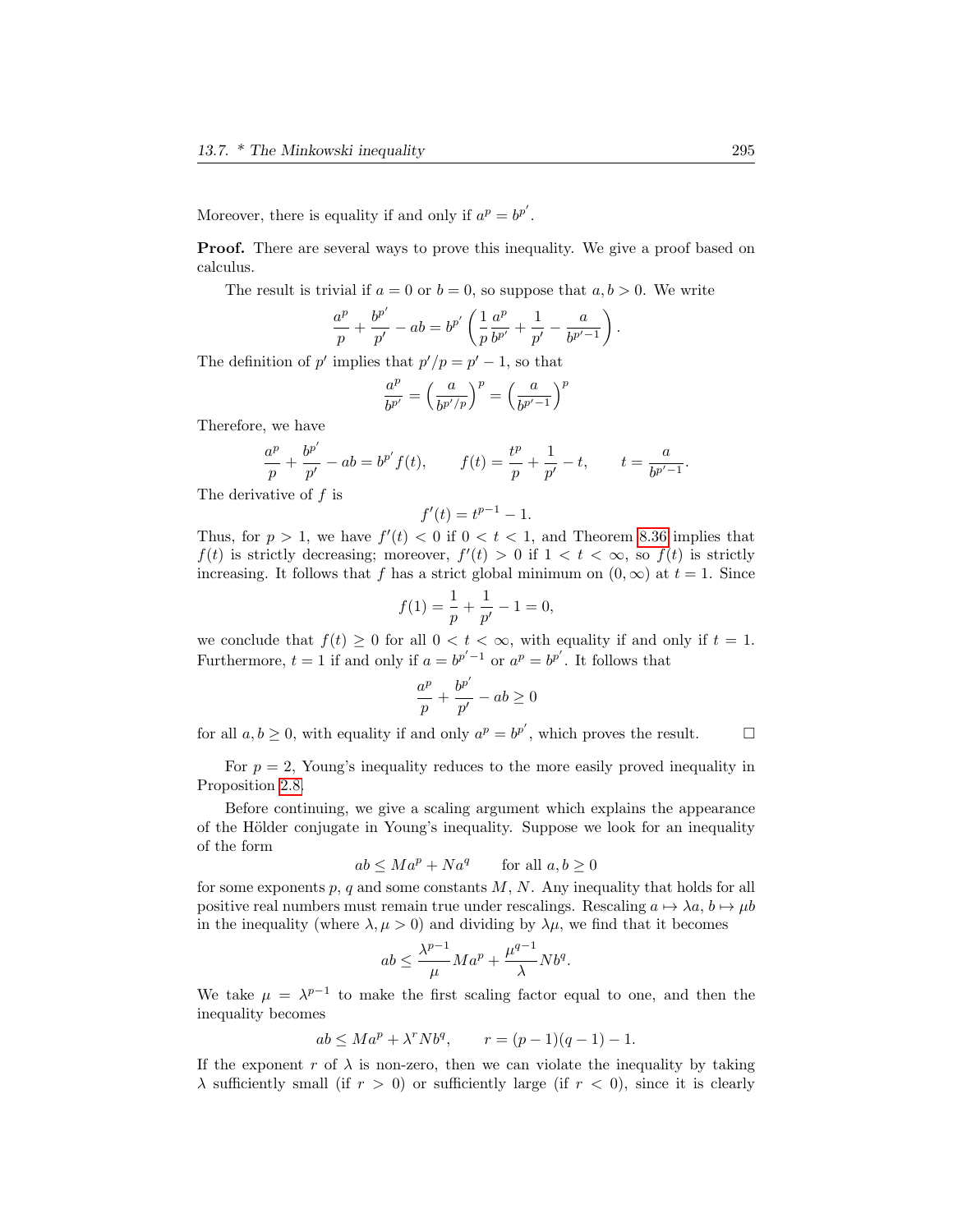Moreover, there is equality if and only if $a^p = b^{p'}$.

**Proof.** There are several ways to prove this inequality. We give a proof based on calculus.

The result is trivial if $a = 0$ or $b = 0$, so suppose that $a, b > 0$. We write

$$\frac{a^p}{p} + \frac{b^{p'}}{p'} - ab = b^{p'}\left(\frac{1}{p}\frac{a^p}{b^{p'}} + \frac{1}{p'} - \frac{a}{b^{p'-1}}\right).$$

The definition of $p'$ implies that $p'/p = p' - 1$, so that

$$\frac{a^p}{b^{p'}} = \left(\frac{a}{b^{p'/p}}\right)^p = \left(\frac{a}{b^{p'-1}}\right)^p$$

Therefore, we have

$$\frac{a^p}{p} + \frac{b^{p'}}{p'} - ab = b^{p'} f(t), \qquad f(t) = \frac{t^p}{p} + \frac{1}{p'} - t, \qquad t = \frac{a}{b^{p'-1}}.$$

The derivative of $f$ is

$$f'(t) = t^{p-1} - 1.$$

Thus, for $p > 1$, we have $f'(t) < 0$ if $0 < t < 1$, and Theorem 8.36 implies that $f(t)$ is strictly decreasing; moreover, $f'(t) > 0$ if $1 < t < \infty$, so $f(t)$ is strictly increasing. It follows that $f$ has a strict global minimum on $(0, \infty)$ at $t = 1$. Since

$$f(1) = \frac{1}{p} + \frac{1}{p'} - 1 = 0,$$

we conclude that $f(t) \geq 0$ for all $0 < t < \infty$, with equality if and only if $t = 1$. Furthermore, $t = 1$ if and only if $a = b^{p'-1}$ or $a^p = b^{p'}$. It follows that

$$\frac{a^p}{p} + \frac{b^{p'}}{p'} - ab \geq 0$$

for all $a, b \geq 0$, with equality if and only $a^p = b^{p'}$, which proves the result. □

For $p = 2$, Young's inequality reduces to the more easily proved inequality in Proposition 2.8.

Before continuing, we give a scaling argument which explains the appearance of the Hölder conjugate in Young's inequality. Suppose we look for an inequality of the form

$$ab \leq Ma^p + Na^q \qquad \text{for all } a, b \geq 0$$

for some exponents $p, q$ and some constants $M$, $N$. Any inequality that holds for all positive real numbers must remain true under rescalings. Rescaling $a \mapsto \lambda a$, $b \mapsto \mu b$ in the inequality (where $\lambda, \mu > 0$) and dividing by $\lambda\mu$, we find that it becomes

$$ab \leq \frac{\lambda^{p-1}}{\mu} Ma^p + \frac{\mu^{q-1}}{\lambda} Nb^q.$$

We take $\mu = \lambda^{p-1}$ to make the first scaling factor equal to one, and then the inequality becomes

$$ab \leq Ma^p + \lambda^r Nb^q, \qquad r = (p-1)(q-1) - 1.$$

If the exponent $r$ of $\lambda$ is non-zero, then we can violate the inequality by taking $\lambda$ sufficiently small (if $r > 0$) or sufficiently large (if $r < 0$), since it is clearly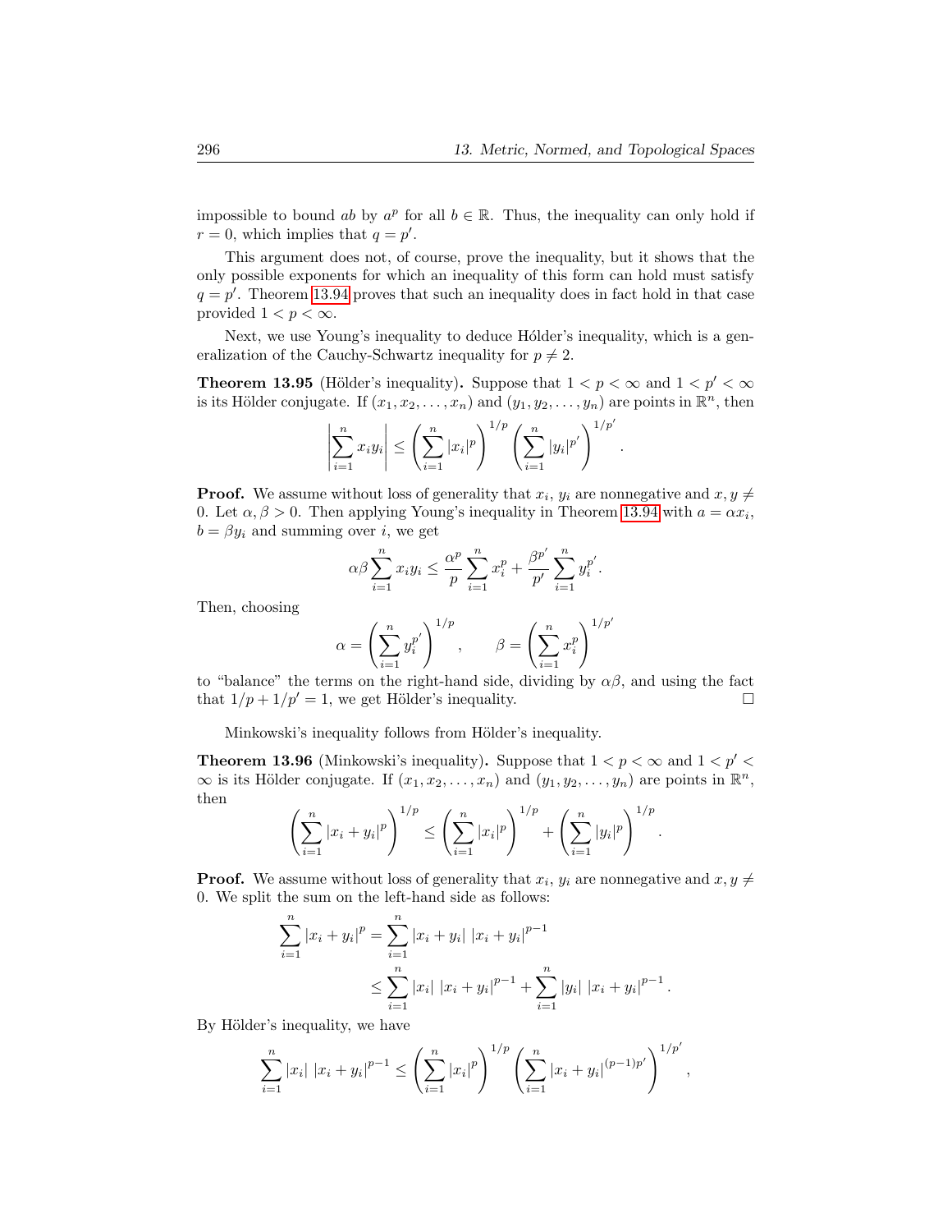impossible to bound $ab$ by $a^p$ for all $b \in \mathbb{R}$. Thus, the inequality can only hold if $r = 0$, which implies that $q = p'$.

This argument does not, of course, prove the inequality, but it shows that the only possible exponents for which an inequality of this form can hold must satisfy $q = p'$. Theorem 13.94 proves that such an inequality does in fact hold in that case provided $1 < p < \infty$.

Next, we use Young's inequality to deduce Hólder's inequality, which is a generalization of the Cauchy-Schwartz inequality for $p \neq 2$.

**Theorem 13.95** (Hölder's inequality)**.** Suppose that $1 < p < \infty$ and $1 < p' < \infty$ is its Hölder conjugate. If $(x_1, x_2, \ldots, x_n)$ and $(y_1, y_2, \ldots, y_n)$ are points in $\mathbb{R}^n$, then

$$\left| \sum_{i=1}^{n} x_i y_i \right| \leq \left( \sum_{i=1}^{n} |x_i|^p \right)^{1/p} \left( \sum_{i=1}^{n} |y_i|^{p'} \right)^{1/p'}.$$

**Proof.** We assume without loss of generality that $x_i$, $y_i$ are nonnegative and $x, y \neq 0$. Let $\alpha, \beta > 0$. Then applying Young's inequality in Theorem 13.94 with $a = \alpha x_i$, $b = \beta y_i$ and summing over $i$, we get

$$\alpha\beta \sum_{i=1}^{n} x_i y_i \leq \frac{\alpha^p}{p} \sum_{i=1}^{n} x_i^p + \frac{\beta^{p'}}{p'} \sum_{i=1}^{n} y_i^{p'}.$$

Then, choosing

$$\alpha = \left( \sum_{i=1}^{n} y_i^{p'} \right)^{1/p}, \qquad \beta = \left( \sum_{i=1}^{n} x_i^p \right)^{1/p'}$$

to "balance" the terms on the right-hand side, dividing by $\alpha\beta$, and using the fact that $1/p + 1/p' = 1$, we get Hölder's inequality. □

Minkowski's inequality follows from Hölder's inequality.

**Theorem 13.96** (Minkowski's inequality)**.** Suppose that $1 < p < \infty$ and $1 < p' < \infty$ is its Hölder conjugate. If $(x_1, x_2, \ldots, x_n)$ and $(y_1, y_2, \ldots, y_n)$ are points in $\mathbb{R}^n$, then

$$\left( \sum_{i=1}^{n} |x_i + y_i|^p \right)^{1/p} \leq \left( \sum_{i=1}^{n} |x_i|^p \right)^{1/p} + \left( \sum_{i=1}^{n} |y_i|^p \right)^{1/p}.$$

**Proof.** We assume without loss of generality that $x_i$, $y_i$ are nonnegative and $x, y \neq 0$. We split the sum on the left-hand side as follows:

$$\begin{aligned}
\sum_{i=1}^{n} |x_i + y_i|^p &= \sum_{i=1}^{n} |x_i + y_i| \; |x_i + y_i|^{p-1} \\
&\leq \sum_{i=1}^{n} |x_i| \; |x_i + y_i|^{p-1} + \sum_{i=1}^{n} |y_i| \; |x_i + y_i|^{p-1}.
\end{aligned}$$

By Hölder's inequality, we have

$$\sum_{i=1}^{n} |x_i| \; |x_i + y_i|^{p-1} \leq \left( \sum_{i=1}^{n} |x_i|^p \right)^{1/p} \left( \sum_{i=1}^{n} |x_i + y_i|^{(p-1)p'} \right)^{1/p'},$$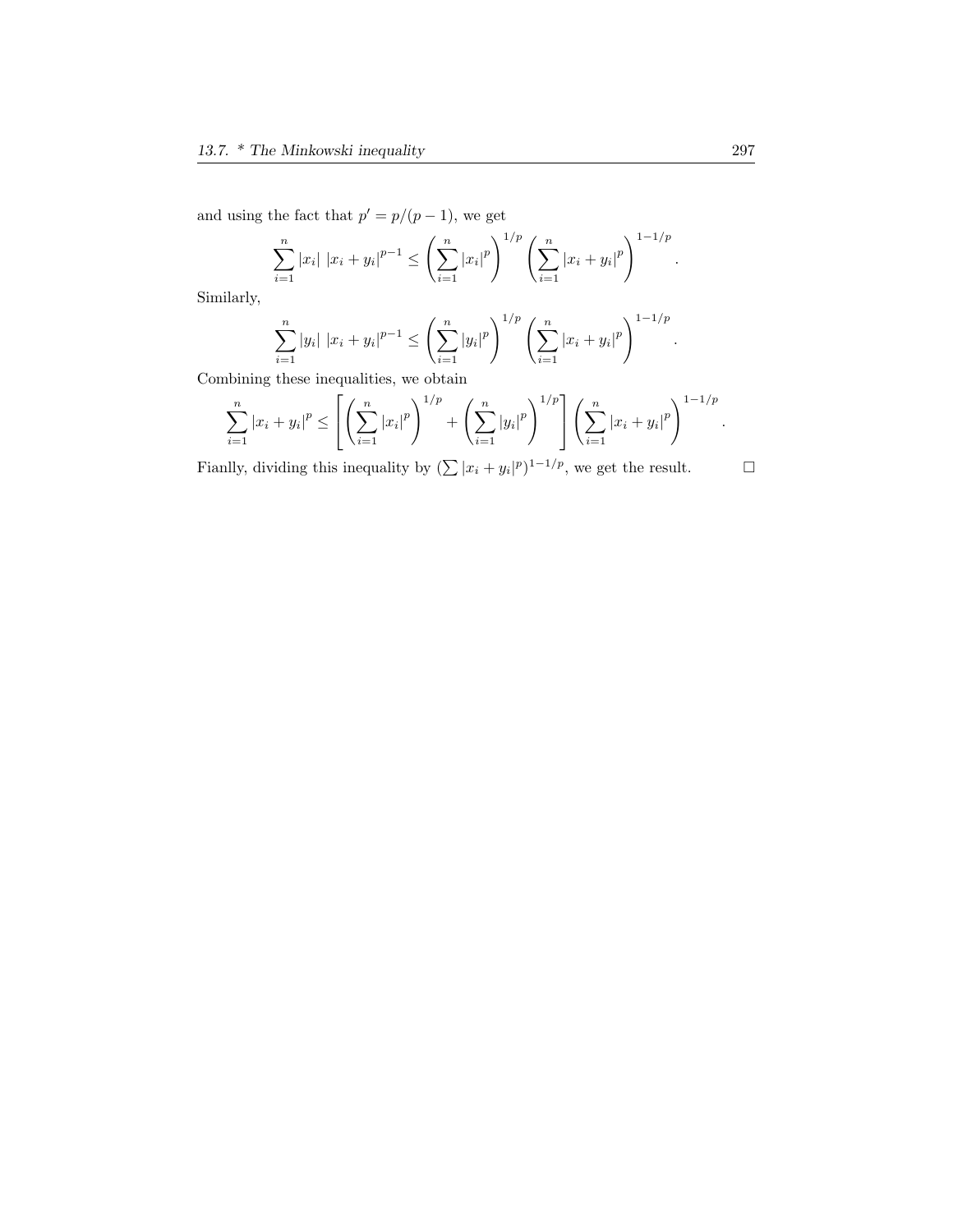and using the fact that $p' = p/(p-1)$, we get

$$\sum_{i=1}^{n} |x_i| \ |x_i + y_i|^{p-1} \le \left( \sum_{i=1}^{n} |x_i|^p \right)^{1/p} \left( \sum_{i=1}^{n} |x_i + y_i|^p \right)^{1-1/p}.$$

Similarly,

$$\sum_{i=1}^{n} |y_i| \ |x_i + y_i|^{p-1} \le \left( \sum_{i=1}^{n} |y_i|^p \right)^{1/p} \left( \sum_{i=1}^{n} |x_i + y_i|^p \right)^{1-1/p}.$$

Combining these inequalities, we obtain

$$\sum_{i=1}^{n} |x_i + y_i|^p \le \left[ \left( \sum_{i=1}^{n} |x_i|^p \right)^{1/p} + \left( \sum_{i=1}^{n} |y_i|^p \right)^{1/p} \right] \left( \sum_{i=1}^{n} |x_i + y_i|^p \right)^{1-1/p}.$$

Fianlly, dividing this inequality by $(\sum |x_i + y_i|^p)^{1-1/p}$, we get the result. □